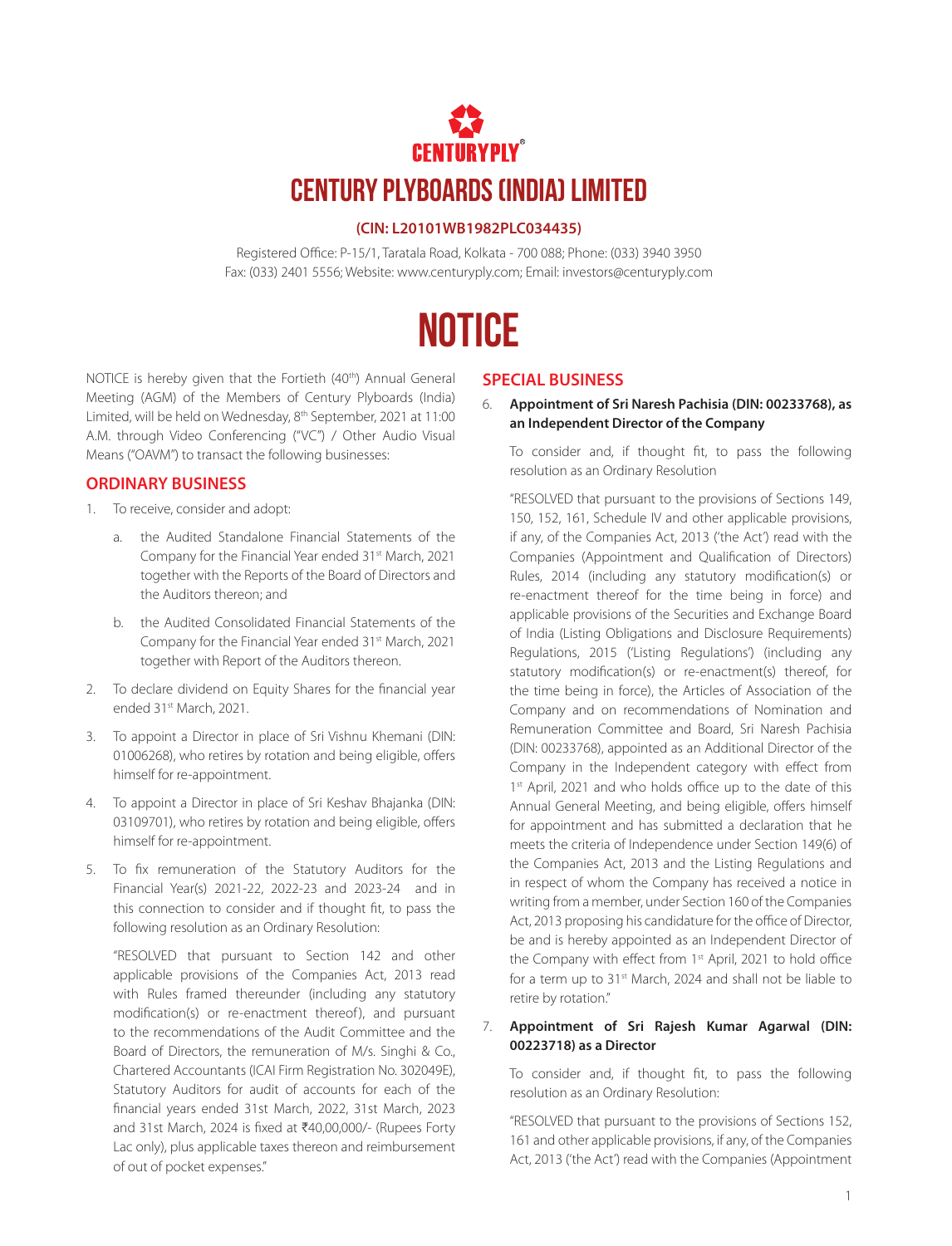CENTURYPLY®

# CENTURY PLYBOARDS (INDIA) LIMITED

**(CIN: L20101WB1982PLC034435)**

Registered Office: P-15/1, Taratala Road, Kolkata - 700 088; Phone: (033) 3940 3950
Fax: (033) 2401 5556; Website: www.centuryply.com; Email: investors@centuryply.com

# NOTICE

NOTICE is hereby given that the Fortieth (40th) Annual General Meeting (AGM) of the Members of Century Plyboards (India) Limited, will be held on Wednesday, 8th September, 2021 at 11:00 A.M. through Video Conferencing ("VC") / Other Audio Visual Means ("OAVM") to transact the following businesses:

## ORDINARY BUSINESS

1. To receive, consider and adopt:

   a. the Audited Standalone Financial Statements of the Company for the Financial Year ended 31st March, 2021 together with the Reports of the Board of Directors and the Auditors thereon; and

   b. the Audited Consolidated Financial Statements of the Company for the Financial Year ended 31st March, 2021 together with Report of the Auditors thereon.

2. To declare dividend on Equity Shares for the financial year ended 31st March, 2021.

3. To appoint a Director in place of Sri Vishnu Khemani (DIN: 01006268), who retires by rotation and being eligible, offers himself for re-appointment.

4. To appoint a Director in place of Sri Keshav Bhajanka (DIN: 03109701), who retires by rotation and being eligible, offers himself for re-appointment.

5. To fix remuneration of the Statutory Auditors for the Financial Year(s) 2021-22, 2022-23 and 2023-24 and in this connection to consider and if thought fit, to pass the following resolution as an Ordinary Resolution:

   "RESOLVED that pursuant to Section 142 and other applicable provisions of the Companies Act, 2013 read with Rules framed thereunder (including any statutory modification(s) or re-enactment thereof), and pursuant to the recommendations of the Audit Committee and the Board of Directors, the remuneration of M/s. Singhi & Co., Chartered Accountants (ICAI Firm Registration No. 302049E), Statutory Auditors for audit of accounts for each of the financial years ended 31st March, 2022, 31st March, 2023 and 31st March, 2024 is fixed at ₹40,00,000/- (Rupees Forty Lac only), plus applicable taxes thereon and reimbursement of out of pocket expenses."

## SPECIAL BUSINESS

6. **Appointment of Sri Naresh Pachisia (DIN: 00233768), as an Independent Director of the Company**

   To consider and, if thought fit, to pass the following resolution as an Ordinary Resolution

   "RESOLVED that pursuant to the provisions of Sections 149, 150, 152, 161, Schedule IV and other applicable provisions, if any, of the Companies Act, 2013 ('the Act') read with the Companies (Appointment and Qualification of Directors) Rules, 2014 (including any statutory modification(s) or re-enactment thereof for the time being in force) and applicable provisions of the Securities and Exchange Board of India (Listing Obligations and Disclosure Requirements) Regulations, 2015 ('Listing Regulations') (including any statutory modification(s) or re-enactment(s) thereof, for the time being in force), the Articles of Association of the Company and on recommendations of Nomination and Remuneration Committee and Board, Sri Naresh Pachisia (DIN: 00233768), appointed as an Additional Director of the Company in the Independent category with effect from 1st April, 2021 and who holds office up to the date of this Annual General Meeting, and being eligible, offers himself for appointment and has submitted a declaration that he meets the criteria of Independence under Section 149(6) of the Companies Act, 2013 and the Listing Regulations and in respect of whom the Company has received a notice in writing from a member, under Section 160 of the Companies Act, 2013 proposing his candidature for the office of Director, be and is hereby appointed as an Independent Director of the Company with effect from 1st April, 2021 to hold office for a term up to 31st March, 2024 and shall not be liable to retire by rotation."

7. **Appointment of Sri Rajesh Kumar Agarwal (DIN: 00223718) as a Director**

   To consider and, if thought fit, to pass the following resolution as an Ordinary Resolution:

   "RESOLVED that pursuant to the provisions of Sections 152, 161 and other applicable provisions, if any, of the Companies Act, 2013 ('the Act') read with the Companies (Appointment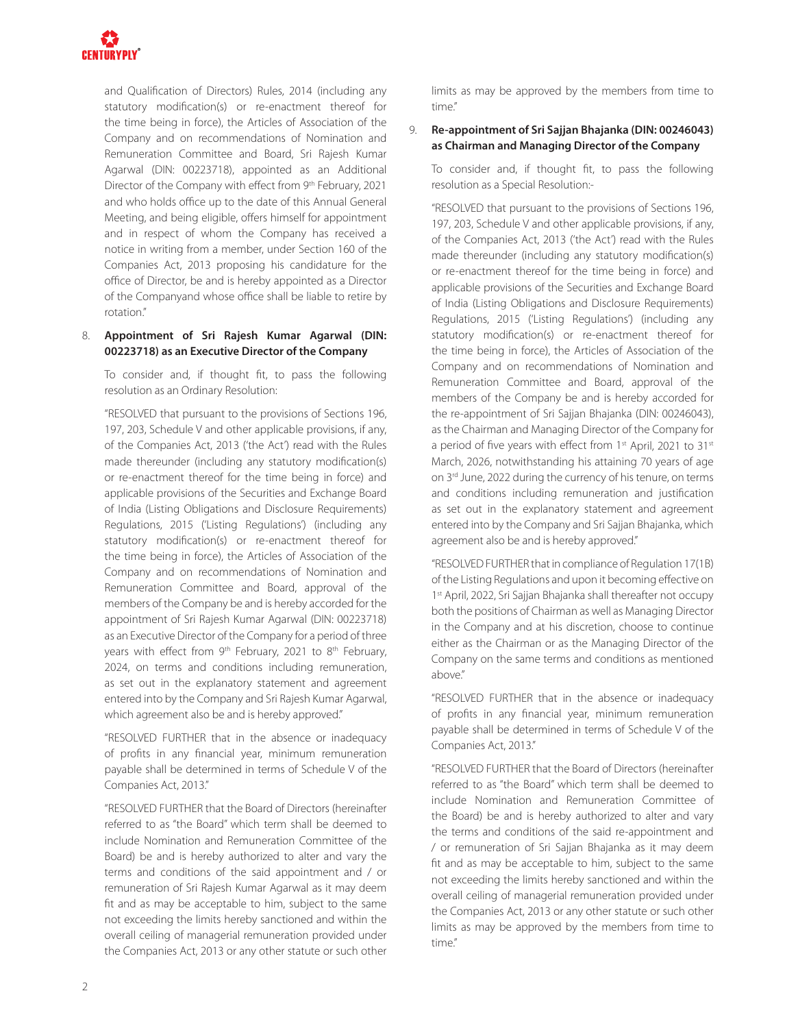and Qualification of Directors) Rules, 2014 (including any statutory modification(s) or re-enactment thereof for the time being in force), the Articles of Association of the Company and on recommendations of Nomination and Remuneration Committee and Board, Sri Rajesh Kumar Agarwal (DIN: 00223718), appointed as an Additional Director of the Company with effect from 9th February, 2021 and who holds office up to the date of this Annual General Meeting, and being eligible, offers himself for appointment and in respect of whom the Company has received a notice in writing from a member, under Section 160 of the Companies Act, 2013 proposing his candidature for the office of Director, be and is hereby appointed as a Director of the Companyand whose office shall be liable to retire by rotation."

8. **Appointment of Sri Rajesh Kumar Agarwal (DIN: 00223718) as an Executive Director of the Company**

   To consider and, if thought fit, to pass the following resolution as an Ordinary Resolution:

   "RESOLVED that pursuant to the provisions of Sections 196, 197, 203, Schedule V and other applicable provisions, if any, of the Companies Act, 2013 ('the Act') read with the Rules made thereunder (including any statutory modification(s) or re-enactment thereof for the time being in force) and applicable provisions of the Securities and Exchange Board of India (Listing Obligations and Disclosure Requirements) Regulations, 2015 ('Listing Regulations') (including any statutory modification(s) or re-enactment thereof for the time being in force), the Articles of Association of the Company and on recommendations of Nomination and Remuneration Committee and Board, approval of the members of the Company be and is hereby accorded for the appointment of Sri Rajesh Kumar Agarwal (DIN: 00223718) as an Executive Director of the Company for a period of three years with effect from 9th February, 2021 to 8th February, 2024, on terms and conditions including remuneration, as set out in the explanatory statement and agreement entered into by the Company and Sri Rajesh Kumar Agarwal, which agreement also be and is hereby approved."

   "RESOLVED FURTHER that in the absence or inadequacy of profits in any financial year, minimum remuneration payable shall be determined in terms of Schedule V of the Companies Act, 2013."

   "RESOLVED FURTHER that the Board of Directors (hereinafter referred to as "the Board" which term shall be deemed to include Nomination and Remuneration Committee of the Board) be and is hereby authorized to alter and vary the terms and conditions of the said appointment and / or remuneration of Sri Rajesh Kumar Agarwal as it may deem fit and as may be acceptable to him, subject to the same not exceeding the limits hereby sanctioned and within the overall ceiling of managerial remuneration provided under the Companies Act, 2013 or any other statute or such other limits as may be approved by the members from time to time."

9. **Re-appointment of Sri Sajjan Bhajanka (DIN: 00246043) as Chairman and Managing Director of the Company**

   To consider and, if thought fit, to pass the following resolution as a Special Resolution:-

   "RESOLVED that pursuant to the provisions of Sections 196, 197, 203, Schedule V and other applicable provisions, if any, of the Companies Act, 2013 ('the Act') read with the Rules made thereunder (including any statutory modification(s) or re-enactment thereof for the time being in force) and applicable provisions of the Securities and Exchange Board of India (Listing Obligations and Disclosure Requirements) Regulations, 2015 ('Listing Regulations') (including any statutory modification(s) or re-enactment thereof for the time being in force), the Articles of Association of the Company and on recommendations of Nomination and Remuneration Committee and Board, approval of the members of the Company be and is hereby accorded for the re-appointment of Sri Sajjan Bhajanka (DIN: 00246043), as the Chairman and Managing Director of the Company for a period of five years with effect from 1st April, 2021 to 31st March, 2026, notwithstanding his attaining 70 years of age on 3rd June, 2022 during the currency of his tenure, on terms and conditions including remuneration and justification as set out in the explanatory statement and agreement entered into by the Company and Sri Sajjan Bhajanka, which agreement also be and is hereby approved."

   "RESOLVED FURTHER that in compliance of Regulation 17(1B) of the Listing Regulations and upon it becoming effective on 1st April, 2022, Sri Sajjan Bhajanka shall thereafter not occupy both the positions of Chairman as well as Managing Director in the Company and at his discretion, choose to continue either as the Chairman or as the Managing Director of the Company on the same terms and conditions as mentioned above."

   "RESOLVED FURTHER that in the absence or inadequacy of profits in any financial year, minimum remuneration payable shall be determined in terms of Schedule V of the Companies Act, 2013."

   "RESOLVED FURTHER that the Board of Directors (hereinafter referred to as "the Board" which term shall be deemed to include Nomination and Remuneration Committee of the Board) be and is hereby authorized to alter and vary the terms and conditions of the said re-appointment and / or remuneration of Sri Sajjan Bhajanka as it may deem fit and as may be acceptable to him, subject to the same not exceeding the limits hereby sanctioned and within the overall ceiling of managerial remuneration provided under the Companies Act, 2013 or any other statute or such other limits as may be approved by the members from time to time."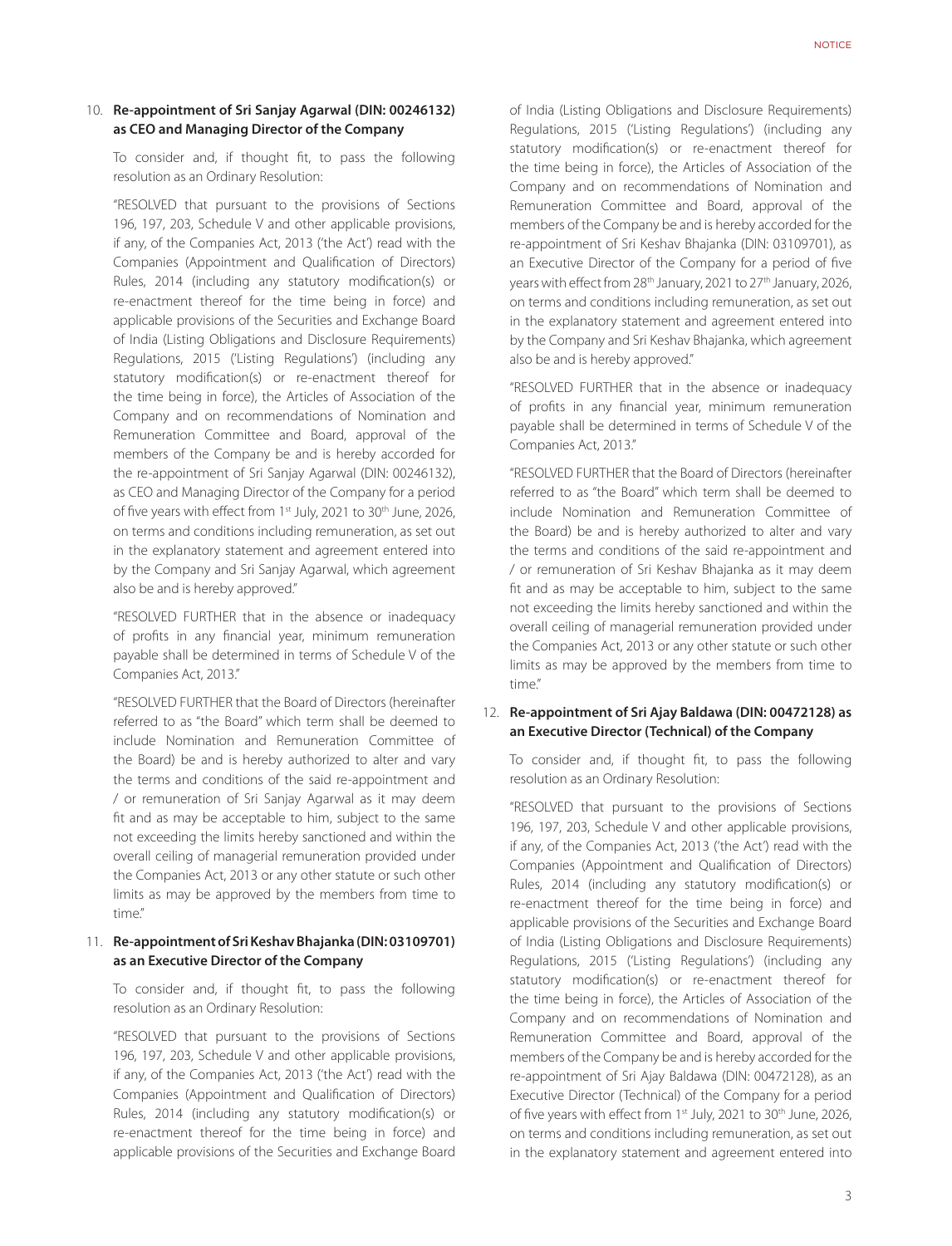10. **Re-appointment of Sri Sanjay Agarwal (DIN: 00246132) as CEO and Managing Director of the Company**

To consider and, if thought fit, to pass the following resolution as an Ordinary Resolution:

"RESOLVED that pursuant to the provisions of Sections 196, 197, 203, Schedule V and other applicable provisions, if any, of the Companies Act, 2013 ('the Act') read with the Companies (Appointment and Qualification of Directors) Rules, 2014 (including any statutory modification(s) or re-enactment thereof for the time being in force) and applicable provisions of the Securities and Exchange Board of India (Listing Obligations and Disclosure Requirements) Regulations, 2015 ('Listing Regulations') (including any statutory modification(s) or re-enactment thereof for the time being in force), the Articles of Association of the Company and on recommendations of Nomination and Remuneration Committee and Board, approval of the members of the Company be and is hereby accorded for the re-appointment of Sri Sanjay Agarwal (DIN: 00246132), as CEO and Managing Director of the Company for a period of five years with effect from 1st July, 2021 to 30th June, 2026, on terms and conditions including remuneration, as set out in the explanatory statement and agreement entered into by the Company and Sri Sanjay Agarwal, which agreement also be and is hereby approved."

"RESOLVED FURTHER that in the absence or inadequacy of profits in any financial year, minimum remuneration payable shall be determined in terms of Schedule V of the Companies Act, 2013."

"RESOLVED FURTHER that the Board of Directors (hereinafter referred to as "the Board" which term shall be deemed to include Nomination and Remuneration Committee of the Board) be and is hereby authorized to alter and vary the terms and conditions of the said re-appointment and / or remuneration of Sri Sanjay Agarwal as it may deem fit and as may be acceptable to him, subject to the same not exceeding the limits hereby sanctioned and within the overall ceiling of managerial remuneration provided under the Companies Act, 2013 or any other statute or such other limits as may be approved by the members from time to time."

11. **Re-appointment of Sri Keshav Bhajanka (DIN: 03109701) as an Executive Director of the Company**

To consider and, if thought fit, to pass the following resolution as an Ordinary Resolution:

"RESOLVED that pursuant to the provisions of Sections 196, 197, 203, Schedule V and other applicable provisions, if any, of the Companies Act, 2013 ('the Act') read with the Companies (Appointment and Qualification of Directors) Rules, 2014 (including any statutory modification(s) or re-enactment thereof for the time being in force) and applicable provisions of the Securities and Exchange Board of India (Listing Obligations and Disclosure Requirements) Regulations, 2015 ('Listing Regulations') (including any statutory modification(s) or re-enactment thereof for the time being in force), the Articles of Association of the Company and on recommendations of Nomination and Remuneration Committee and Board, approval of the members of the Company be and is hereby accorded for the re-appointment of Sri Keshav Bhajanka (DIN: 03109701), as an Executive Director of the Company for a period of five years with effect from 28th January, 2021 to 27th January, 2026, on terms and conditions including remuneration, as set out in the explanatory statement and agreement entered into by the Company and Sri Keshav Bhajanka, which agreement also be and is hereby approved."

"RESOLVED FURTHER that in the absence or inadequacy of profits in any financial year, minimum remuneration payable shall be determined in terms of Schedule V of the Companies Act, 2013."

"RESOLVED FURTHER that the Board of Directors (hereinafter referred to as "the Board" which term shall be deemed to include Nomination and Remuneration Committee of the Board) be and is hereby authorized to alter and vary the terms and conditions of the said re-appointment and / or remuneration of Sri Keshav Bhajanka as it may deem fit and as may be acceptable to him, subject to the same not exceeding the limits hereby sanctioned and within the overall ceiling of managerial remuneration provided under the Companies Act, 2013 or any other statute or such other limits as may be approved by the members from time to time."

12. **Re-appointment of Sri Ajay Baldawa (DIN: 00472128) as an Executive Director (Technical) of the Company**

To consider and, if thought fit, to pass the following resolution as an Ordinary Resolution:

"RESOLVED that pursuant to the provisions of Sections 196, 197, 203, Schedule V and other applicable provisions, if any, of the Companies Act, 2013 ('the Act') read with the Companies (Appointment and Qualification of Directors) Rules, 2014 (including any statutory modification(s) or re-enactment thereof for the time being in force) and applicable provisions of the Securities and Exchange Board of India (Listing Obligations and Disclosure Requirements) Regulations, 2015 ('Listing Regulations') (including any statutory modification(s) or re-enactment thereof for the time being in force), the Articles of Association of the Company and on recommendations of Nomination and Remuneration Committee and Board, approval of the members of the Company be and is hereby accorded for the re-appointment of Sri Ajay Baldawa (DIN: 00472128), as an Executive Director (Technical) of the Company for a period of five years with effect from 1st July, 2021 to 30th June, 2026, on terms and conditions including remuneration, as set out in the explanatory statement and agreement entered into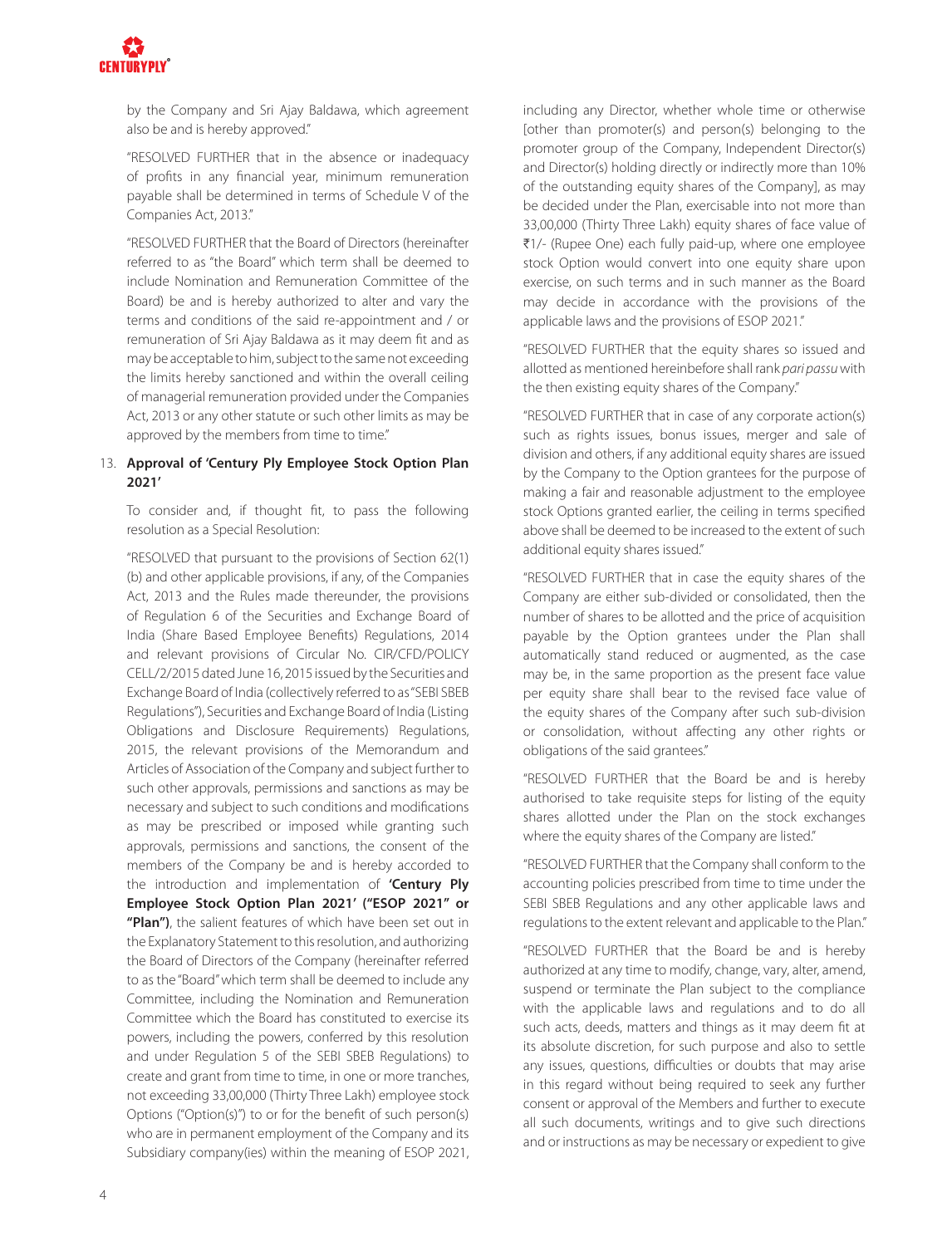by the Company and Sri Ajay Baldawa, which agreement also be and is hereby approved."

"RESOLVED FURTHER that in the absence or inadequacy of profits in any financial year, minimum remuneration payable shall be determined in terms of Schedule V of the Companies Act, 2013."

"RESOLVED FURTHER that the Board of Directors (hereinafter referred to as "the Board" which term shall be deemed to include Nomination and Remuneration Committee of the Board) be and is hereby authorized to alter and vary the terms and conditions of the said re-appointment and / or remuneration of Sri Ajay Baldawa as it may deem fit and as may be acceptable to him, subject to the same not exceeding the limits hereby sanctioned and within the overall ceiling of managerial remuneration provided under the Companies Act, 2013 or any other statute or such other limits as may be approved by the members from time to time."

13. **Approval of 'Century Ply Employee Stock Option Plan 2021'**

To consider and, if thought fit, to pass the following resolution as a Special Resolution:

"RESOLVED that pursuant to the provisions of Section 62(1)(b) and other applicable provisions, if any, of the Companies Act, 2013 and the Rules made thereunder, the provisions of Regulation 6 of the Securities and Exchange Board of India (Share Based Employee Benefits) Regulations, 2014 and relevant provisions of Circular No. CIR/CFD/POLICY CELL/2/2015 dated June 16, 2015 issued by the Securities and Exchange Board of India (collectively referred to as "SEBI SBEB Regulations"), Securities and Exchange Board of India (Listing Obligations and Disclosure Requirements) Regulations, 2015, the relevant provisions of the Memorandum and Articles of Association of the Company and subject further to such other approvals, permissions and sanctions as may be necessary and subject to such conditions and modifications as may be prescribed or imposed while granting such approvals, permissions and sanctions, the consent of the members of the Company be and is hereby accorded to the introduction and implementation of **'Century Ply Employee Stock Option Plan 2021' ("ESOP 2021" or "Plan")**, the salient features of which have been set out in the Explanatory Statement to this resolution, and authorizing the Board of Directors of the Company (hereinafter referred to as the "Board" which term shall be deemed to include any Committee, including the Nomination and Remuneration Committee which the Board has constituted to exercise its powers, including the powers, conferred by this resolution and under Regulation 5 of the SEBI SBEB Regulations) to create and grant from time to time, in one or more tranches, not exceeding 33,00,000 (Thirty Three Lakh) employee stock Options ("Option(s)") to or for the benefit of such person(s) who are in permanent employment of the Company and its Subsidiary company(ies) within the meaning of ESOP 2021, including any Director, whether whole time or otherwise [other than promoter(s) and person(s) belonging to the promoter group of the Company, Independent Director(s) and Director(s) holding directly or indirectly more than 10% of the outstanding equity shares of the Company], as may be decided under the Plan, exercisable into not more than 33,00,000 (Thirty Three Lakh) equity shares of face value of ₹1/- (Rupee One) each fully paid-up, where one employee stock Option would convert into one equity share upon exercise, on such terms and in such manner as the Board may decide in accordance with the provisions of the applicable laws and the provisions of ESOP 2021."

"RESOLVED FURTHER that the equity shares so issued and allotted as mentioned hereinbefore shall rank *pari passu* with the then existing equity shares of the Company."

"RESOLVED FURTHER that in case of any corporate action(s) such as rights issues, bonus issues, merger and sale of division and others, if any additional equity shares are issued by the Company to the Option grantees for the purpose of making a fair and reasonable adjustment to the employee stock Options granted earlier, the ceiling in terms specified above shall be deemed to be increased to the extent of such additional equity shares issued."

"RESOLVED FURTHER that in case the equity shares of the Company are either sub-divided or consolidated, then the number of shares to be allotted and the price of acquisition payable by the Option grantees under the Plan shall automatically stand reduced or augmented, as the case may be, in the same proportion as the present face value per equity share shall bear to the revised face value of the equity shares of the Company after such sub-division or consolidation, without affecting any other rights or obligations of the said grantees."

"RESOLVED FURTHER that the Board be and is hereby authorised to take requisite steps for listing of the equity shares allotted under the Plan on the stock exchanges where the equity shares of the Company are listed."

"RESOLVED FURTHER that the Company shall conform to the accounting policies prescribed from time to time under the SEBI SBEB Regulations and any other applicable laws and regulations to the extent relevant and applicable to the Plan."

"RESOLVED FURTHER that the Board be and is hereby authorized at any time to modify, change, vary, alter, amend, suspend or terminate the Plan subject to the compliance with the applicable laws and regulations and to do all such acts, deeds, matters and things as it may deem fit at its absolute discretion, for such purpose and also to settle any issues, questions, difficulties or doubts that may arise in this regard without being required to seek any further consent or approval of the Members and further to execute all such documents, writings and to give such directions and or instructions as may be necessary or expedient to give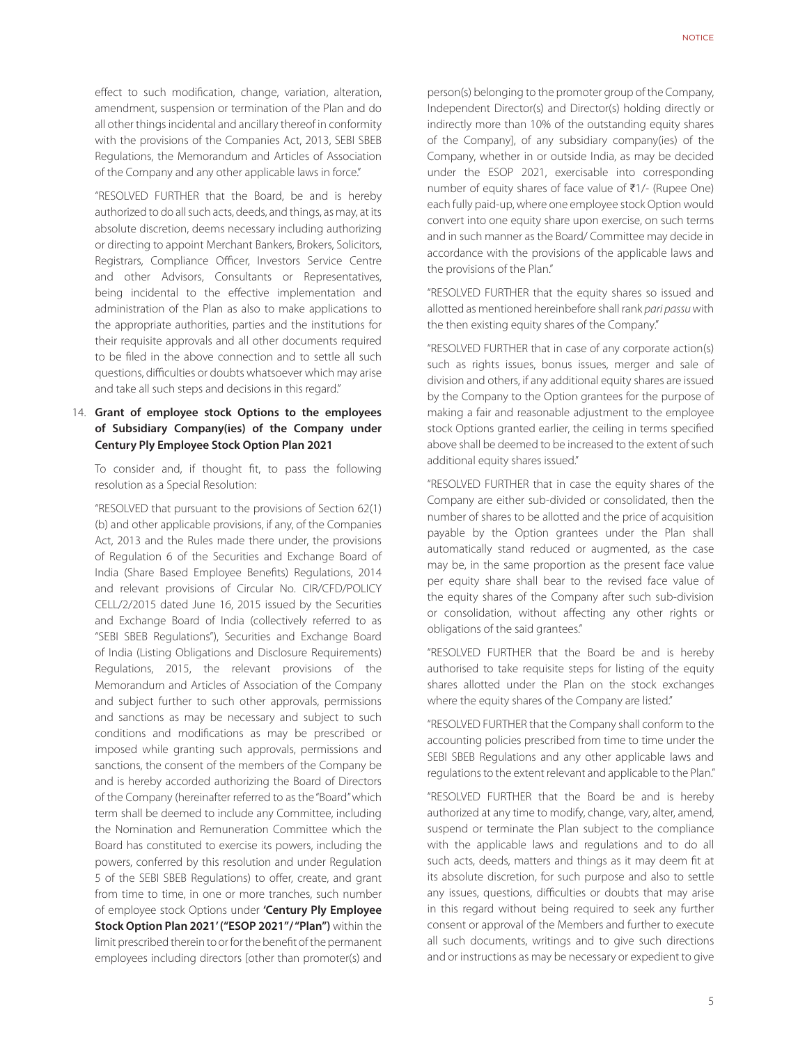effect to such modification, change, variation, alteration, amendment, suspension or termination of the Plan and do all other things incidental and ancillary thereof in conformity with the provisions of the Companies Act, 2013, SEBI SBEB Regulations, the Memorandum and Articles of Association of the Company and any other applicable laws in force."

"RESOLVED FURTHER that the Board, be and is hereby authorized to do all such acts, deeds, and things, as may, at its absolute discretion, deems necessary including authorizing or directing to appoint Merchant Bankers, Brokers, Solicitors, Registrars, Compliance Officer, Investors Service Centre and other Advisors, Consultants or Representatives, being incidental to the effective implementation and administration of the Plan as also to make applications to the appropriate authorities, parties and the institutions for their requisite approvals and all other documents required to be filed in the above connection and to settle all such questions, difficulties or doubts whatsoever which may arise and take all such steps and decisions in this regard."

14. **Grant of employee stock Options to the employees of Subsidiary Company(ies) of the Company under Century Ply Employee Stock Option Plan 2021**

To consider and, if thought fit, to pass the following resolution as a Special Resolution:

"RESOLVED that pursuant to the provisions of Section 62(1)(b) and other applicable provisions, if any, of the Companies Act, 2013 and the Rules made there under, the provisions of Regulation 6 of the Securities and Exchange Board of India (Share Based Employee Benefits) Regulations, 2014 and relevant provisions of Circular No. CIR/CFD/POLICY CELL/2/2015 dated June 16, 2015 issued by the Securities and Exchange Board of India (collectively referred to as "SEBI SBEB Regulations"), Securities and Exchange Board of India (Listing Obligations and Disclosure Requirements) Regulations, 2015, the relevant provisions of the Memorandum and Articles of Association of the Company and subject further to such other approvals, permissions and sanctions as may be necessary and subject to such conditions and modifications as may be prescribed or imposed while granting such approvals, permissions and sanctions, the consent of the members of the Company be and is hereby accorded authorizing the Board of Directors of the Company (hereinafter referred to as the "Board" which term shall be deemed to include any Committee, including the Nomination and Remuneration Committee which the Board has constituted to exercise its powers, including the powers, conferred by this resolution and under Regulation 5 of the SEBI SBEB Regulations) to offer, create, and grant from time to time, in one or more tranches, such number of employee stock Options under **'Century Ply Employee Stock Option Plan 2021' ("ESOP 2021"/ "Plan")** within the limit prescribed therein to or for the benefit of the permanent employees including directors [other than promoter(s) and person(s) belonging to the promoter group of the Company, Independent Director(s) and Director(s) holding directly or indirectly more than 10% of the outstanding equity shares of the Company], of any subsidiary company(ies) of the Company, whether in or outside India, as may be decided under the ESOP 2021, exercisable into corresponding number of equity shares of face value of ₹1/- (Rupee One) each fully paid-up, where one employee stock Option would convert into one equity share upon exercise, on such terms and in such manner as the Board/ Committee may decide in accordance with the provisions of the applicable laws and the provisions of the Plan."

"RESOLVED FURTHER that the equity shares so issued and allotted as mentioned hereinbefore shall rank *pari passu* with the then existing equity shares of the Company."

"RESOLVED FURTHER that in case of any corporate action(s) such as rights issues, bonus issues, merger and sale of division and others, if any additional equity shares are issued by the Company to the Option grantees for the purpose of making a fair and reasonable adjustment to the employee stock Options granted earlier, the ceiling in terms specified above shall be deemed to be increased to the extent of such additional equity shares issued."

"RESOLVED FURTHER that in case the equity shares of the Company are either sub-divided or consolidated, then the number of shares to be allotted and the price of acquisition payable by the Option grantees under the Plan shall automatically stand reduced or augmented, as the case may be, in the same proportion as the present face value per equity share shall bear to the revised face value of the equity shares of the Company after such sub-division or consolidation, without affecting any other rights or obligations of the said grantees."

"RESOLVED FURTHER that the Board be and is hereby authorised to take requisite steps for listing of the equity shares allotted under the Plan on the stock exchanges where the equity shares of the Company are listed."

"RESOLVED FURTHER that the Company shall conform to the accounting policies prescribed from time to time under the SEBI SBEB Regulations and any other applicable laws and regulations to the extent relevant and applicable to the Plan."

"RESOLVED FURTHER that the Board be and is hereby authorized at any time to modify, change, vary, alter, amend, suspend or terminate the Plan subject to the compliance with the applicable laws and regulations and to do all such acts, deeds, matters and things as it may deem fit at its absolute discretion, for such purpose and also to settle any issues, questions, difficulties or doubts that may arise in this regard without being required to seek any further consent or approval of the Members and further to execute all such documents, writings and to give such directions and or instructions as may be necessary or expedient to give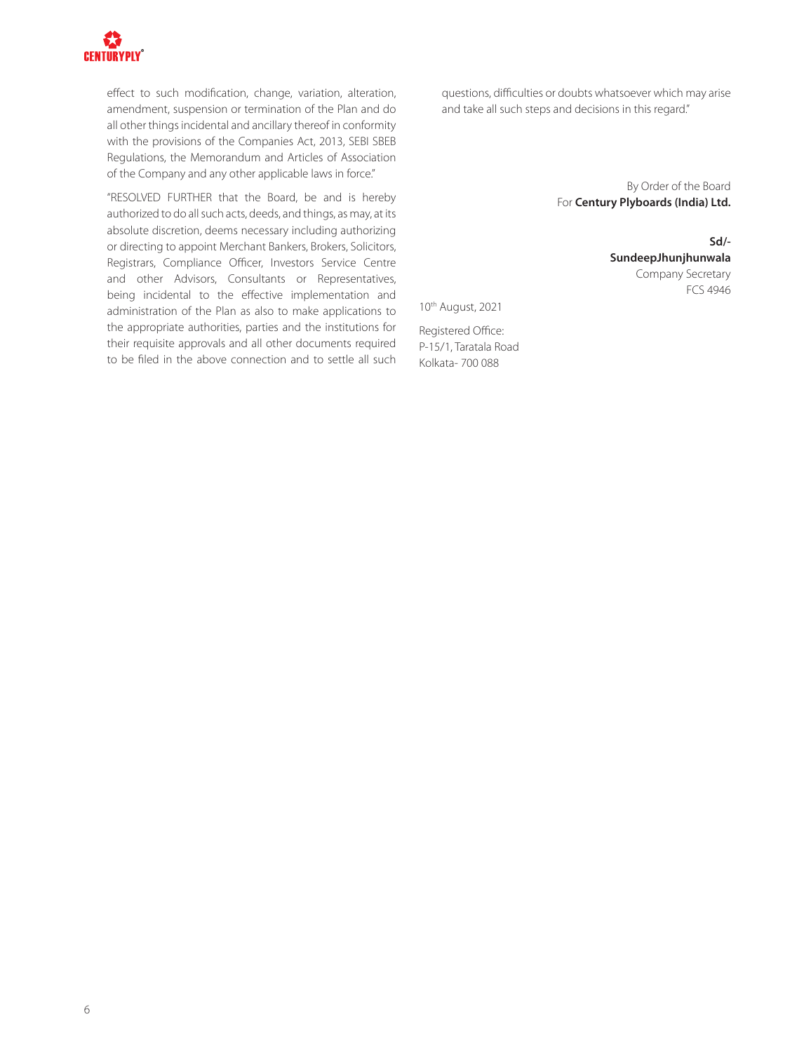effect to such modification, change, variation, alteration, amendment, suspension or termination of the Plan and do all other things incidental and ancillary thereof in conformity with the provisions of the Companies Act, 2013, SEBI SBEB Regulations, the Memorandum and Articles of Association of the Company and any other applicable laws in force."

"RESOLVED FURTHER that the Board, be and is hereby authorized to do all such acts, deeds, and things, as may, at its absolute discretion, deems necessary including authorizing or directing to appoint Merchant Bankers, Brokers, Solicitors, Registrars, Compliance Officer, Investors Service Centre and other Advisors, Consultants or Representatives, being incidental to the effective implementation and administration of the Plan as also to make applications to the appropriate authorities, parties and the institutions for their requisite approvals and all other documents required to be filed in the above connection and to settle all such questions, difficulties or doubts whatsoever which may arise and take all such steps and decisions in this regard."

By Order of the Board
For **Century Plyboards (India) Ltd.**

**Sd/-**
**SundeepJhunjhunwala**
Company Secretary
FCS 4946

10th August, 2021

Registered Office:
P-15/1, Taratala Road
Kolkata- 700 088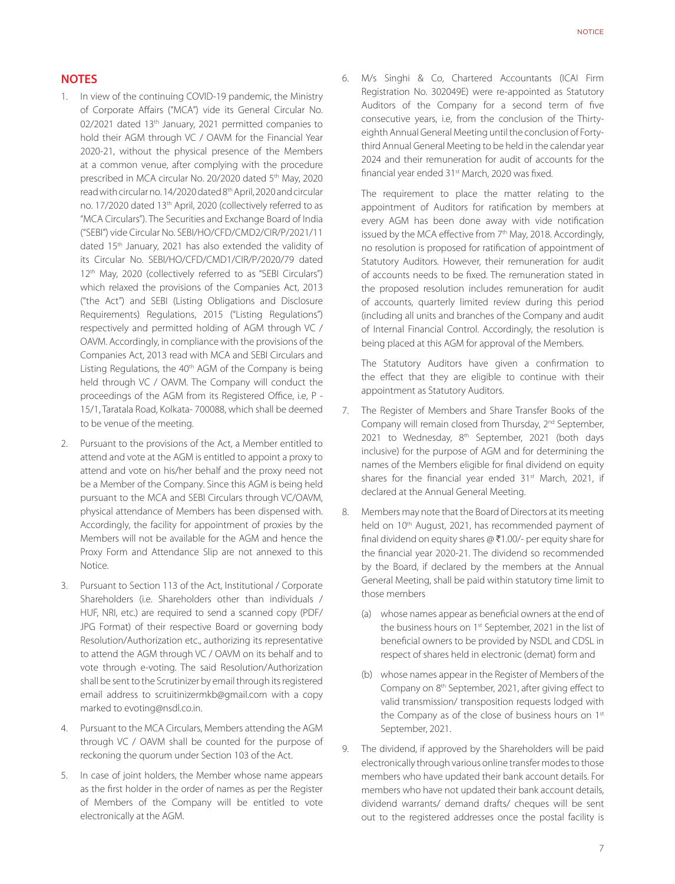## NOTES

1. In view of the continuing COVID-19 pandemic, the Ministry of Corporate Affairs ("MCA") vide its General Circular No. 02/2021 dated 13th January, 2021 permitted companies to hold their AGM through VC / OAVM for the Financial Year 2020-21, without the physical presence of the Members at a common venue, after complying with the procedure prescribed in MCA circular No. 20/2020 dated 5th May, 2020 read with circular no. 14/2020 dated 8th April, 2020 and circular no. 17/2020 dated 13th April, 2020 (collectively referred to as "MCA Circulars"). The Securities and Exchange Board of India ("SEBI") vide Circular No. SEBI/HO/CFD/CMD2/CIR/P/2021/11 dated 15th January, 2021 has also extended the validity of its Circular No. SEBI/HO/CFD/CMD1/CIR/P/2020/79 dated 12th May, 2020 (collectively referred to as "SEBI Circulars") which relaxed the provisions of the Companies Act, 2013 ("the Act") and SEBI (Listing Obligations and Disclosure Requirements) Regulations, 2015 ("Listing Regulations") respectively and permitted holding of AGM through VC / OAVM. Accordingly, in compliance with the provisions of the Companies Act, 2013 read with MCA and SEBI Circulars and Listing Regulations, the 40th AGM of the Company is being held through VC / OAVM. The Company will conduct the proceedings of the AGM from its Registered Office, i.e, P - 15/1, Taratala Road, Kolkata- 700088, which shall be deemed to be venue of the meeting.

2. Pursuant to the provisions of the Act, a Member entitled to attend and vote at the AGM is entitled to appoint a proxy to attend and vote on his/her behalf and the proxy need not be a Member of the Company. Since this AGM is being held pursuant to the MCA and SEBI Circulars through VC/OAVM, physical attendance of Members has been dispensed with. Accordingly, the facility for appointment of proxies by the Members will not be available for the AGM and hence the Proxy Form and Attendance Slip are not annexed to this Notice.

3. Pursuant to Section 113 of the Act, Institutional / Corporate Shareholders (i.e. Shareholders other than individuals / HUF, NRI, etc.) are required to send a scanned copy (PDF/ JPG Format) of their respective Board or governing body Resolution/Authorization etc., authorizing its representative to attend the AGM through VC / OAVM on its behalf and to vote through e-voting. The said Resolution/Authorization shall be sent to the Scrutinizer by email through its registered email address to scruitinizermkb@gmail.com with a copy marked to evoting@nsdl.co.in.

4. Pursuant to the MCA Circulars, Members attending the AGM through VC / OAVM shall be counted for the purpose of reckoning the quorum under Section 103 of the Act.

5. In case of joint holders, the Member whose name appears as the first holder in the order of names as per the Register of Members of the Company will be entitled to vote electronically at the AGM.

6. M/s Singhi & Co, Chartered Accountants (ICAI Firm Registration No. 302049E) were re-appointed as Statutory Auditors of the Company for a second term of five consecutive years, i.e, from the conclusion of the Thirty-eighth Annual General Meeting until the conclusion of Forty-third Annual General Meeting to be held in the calendar year 2024 and their remuneration for audit of accounts for the financial year ended 31st March, 2020 was fixed.

   The requirement to place the matter relating to the appointment of Auditors for ratification by members at every AGM has been done away with vide notification issued by the MCA effective from 7th May, 2018. Accordingly, no resolution is proposed for ratification of appointment of Statutory Auditors. However, their remuneration for audit of accounts needs to be fixed. The remuneration stated in the proposed resolution includes remuneration for audit of accounts, quarterly limited review during this period (including all units and branches of the Company and audit of Internal Financial Control. Accordingly, the resolution is being placed at this AGM for approval of the Members.

   The Statutory Auditors have given a confirmation to the effect that they are eligible to continue with their appointment as Statutory Auditors.

7. The Register of Members and Share Transfer Books of the Company will remain closed from Thursday, 2nd September, 2021 to Wednesday, 8th September, 2021 (both days inclusive) for the purpose of AGM and for determining the names of the Members eligible for final dividend on equity shares for the financial year ended 31st March, 2021, if declared at the Annual General Meeting.

8. Members may note that the Board of Directors at its meeting held on 10th August, 2021, has recommended payment of final dividend on equity shares @ ₹1.00/- per equity share for the financial year 2020-21. The dividend so recommended by the Board, if declared by the members at the Annual General Meeting, shall be paid within statutory time limit to those members

   (a) whose names appear as beneficial owners at the end of the business hours on 1st September, 2021 in the list of beneficial owners to be provided by NSDL and CDSL in respect of shares held in electronic (demat) form and

   (b) whose names appear in the Register of Members of the Company on 8th September, 2021, after giving effect to valid transmission/ transposition requests lodged with the Company as of the close of business hours on 1st September, 2021.

9. The dividend, if approved by the Shareholders will be paid electronically through various online transfer modes to those members who have updated their bank account details. For members who have not updated their bank account details, dividend warrants/ demand drafts/ cheques will be sent out to the registered addresses once the postal facility is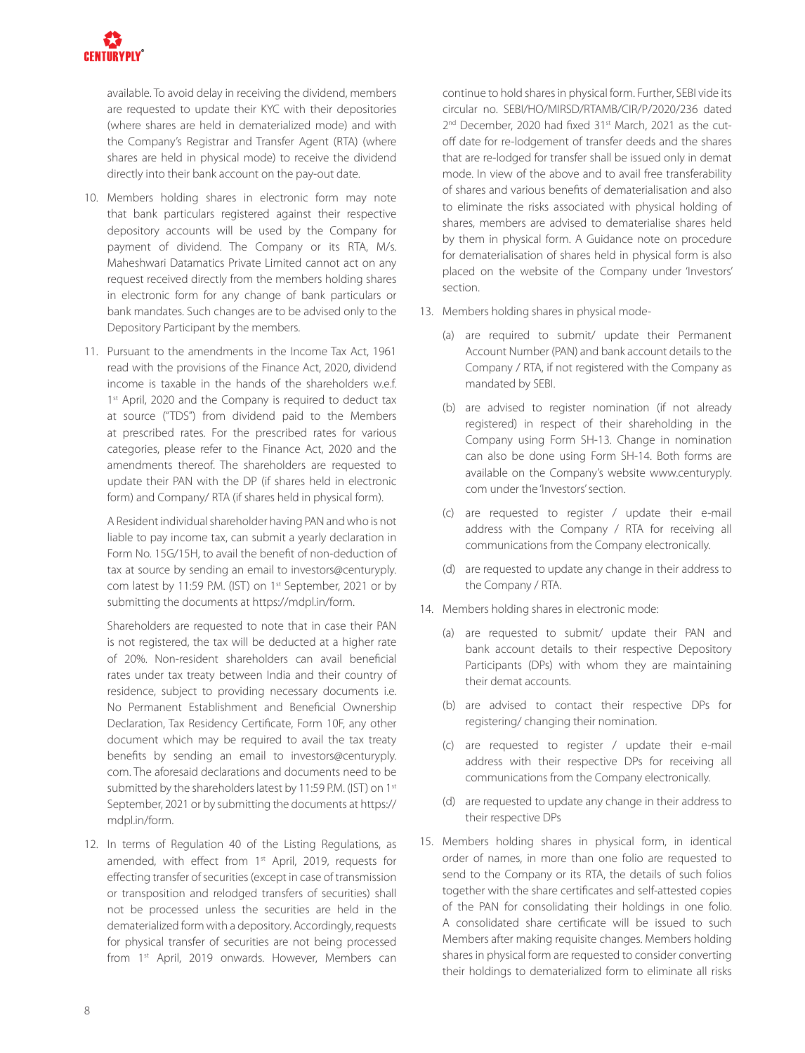available. To avoid delay in receiving the dividend, members are requested to update their KYC with their depositories (where shares are held in dematerialized mode) and with the Company's Registrar and Transfer Agent (RTA) (where shares are held in physical mode) to receive the dividend directly into their bank account on the pay-out date.

10. Members holding shares in electronic form may note that bank particulars registered against their respective depository accounts will be used by the Company for payment of dividend. The Company or its RTA, M/s. Maheshwari Datamatics Private Limited cannot act on any request received directly from the members holding shares in electronic form for any change of bank particulars or bank mandates. Such changes are to be advised only to the Depository Participant by the members.

11. Pursuant to the amendments in the Income Tax Act, 1961 read with the provisions of the Finance Act, 2020, dividend income is taxable in the hands of the shareholders w.e.f. 1st April, 2020 and the Company is required to deduct tax at source ("TDS") from dividend paid to the Members at prescribed rates. For the prescribed rates for various categories, please refer to the Finance Act, 2020 and the amendments thereof. The shareholders are requested to update their PAN with the DP (if shares held in electronic form) and Company/ RTA (if shares held in physical form).

    A Resident individual shareholder having PAN and who is not liable to pay income tax, can submit a yearly declaration in Form No. 15G/15H, to avail the benefit of non-deduction of tax at source by sending an email to investors@centuryply.com latest by 11:59 P.M. (IST) on 1st September, 2021 or by submitting the documents at https://mdpl.in/form.

    Shareholders are requested to note that in case their PAN is not registered, the tax will be deducted at a higher rate of 20%. Non-resident shareholders can avail beneficial rates under tax treaty between India and their country of residence, subject to providing necessary documents i.e. No Permanent Establishment and Beneficial Ownership Declaration, Tax Residency Certificate, Form 10F, any other document which may be required to avail the tax treaty benefits by sending an email to investors@centuryply.com. The aforesaid declarations and documents need to be submitted by the shareholders latest by 11:59 P.M. (IST) on 1st September, 2021 or by submitting the documents at https://mdpl.in/form.

12. In terms of Regulation 40 of the Listing Regulations, as amended, with effect from 1st April, 2019, requests for effecting transfer of securities (except in case of transmission or transposition and relodged transfers of securities) shall not be processed unless the securities are held in the dematerialized form with a depository. Accordingly, requests for physical transfer of securities are not being processed from 1st April, 2019 onwards. However, Members can continue to hold shares in physical form. Further, SEBI vide its circular no. SEBI/HO/MIRSD/RTAMB/CIR/P/2020/236 dated 2nd December, 2020 had fixed 31st March, 2021 as the cut-off date for re-lodgement of transfer deeds and the shares that are re-lodged for transfer shall be issued only in demat mode. In view of the above and to avail free transferability of shares and various benefits of dematerialisation and also to eliminate the risks associated with physical holding of shares, members are advised to dematerialise shares held by them in physical form. A Guidance note on procedure for dematerialisation of shares held in physical form is also placed on the website of the Company under 'Investors' section.

13. Members holding shares in physical mode-

    (a) are required to submit/ update their Permanent Account Number (PAN) and bank account details to the Company / RTA, if not registered with the Company as mandated by SEBI.

    (b) are advised to register nomination (if not already registered) in respect of their shareholding in the Company using Form SH-13. Change in nomination can also be done using Form SH-14. Both forms are available on the Company's website www.centuryply.com under the 'Investors' section.

    (c) are requested to register / update their e-mail address with the Company / RTA for receiving all communications from the Company electronically.

    (d) are requested to update any change in their address to the Company / RTA.

14. Members holding shares in electronic mode:

    (a) are requested to submit/ update their PAN and bank account details to their respective Depository Participants (DPs) with whom they are maintaining their demat accounts.

    (b) are advised to contact their respective DPs for registering/ changing their nomination.

    (c) are requested to register / update their e-mail address with their respective DPs for receiving all communications from the Company electronically.

    (d) are requested to update any change in their address to their respective DPs

15. Members holding shares in physical form, in identical order of names, in more than one folio are requested to send to the Company or its RTA, the details of such folios together with the share certificates and self-attested copies of the PAN for consolidating their holdings in one folio. A consolidated share certificate will be issued to such Members after making requisite changes. Members holding shares in physical form are requested to consider converting their holdings to dematerialized form to eliminate all risks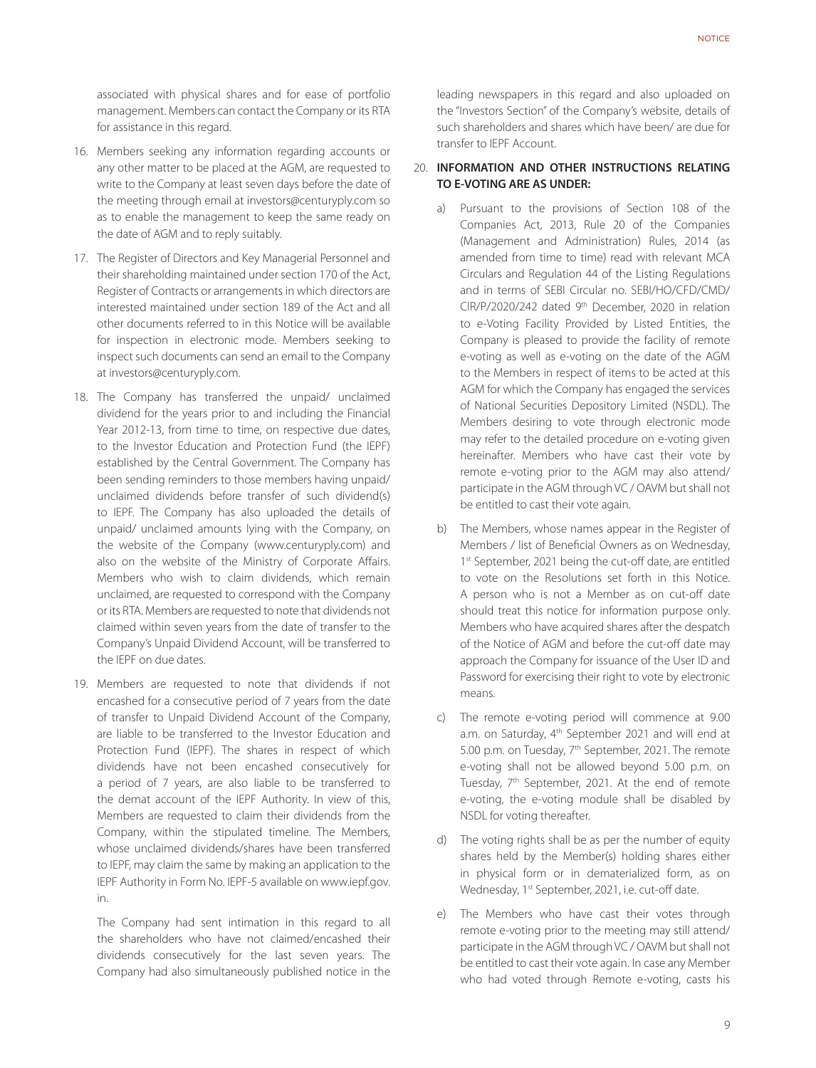associated with physical shares and for ease of portfolio management. Members can contact the Company or its RTA for assistance in this regard.

16. Members seeking any information regarding accounts or any other matter to be placed at the AGM, are requested to write to the Company at least seven days before the date of the meeting through email at investors@centuryply.com so as to enable the management to keep the same ready on the date of AGM and to reply suitably.

17. The Register of Directors and Key Managerial Personnel and their shareholding maintained under section 170 of the Act, Register of Contracts or arrangements in which directors are interested maintained under section 189 of the Act and all other documents referred to in this Notice will be available for inspection in electronic mode. Members seeking to inspect such documents can send an email to the Company at investors@centuryply.com.

18. The Company has transferred the unpaid/ unclaimed dividend for the years prior to and including the Financial Year 2012-13, from time to time, on respective due dates, to the Investor Education and Protection Fund (the IEPF) established by the Central Government. The Company has been sending reminders to those members having unpaid/ unclaimed dividends before transfer of such dividend(s) to IEPF. The Company has also uploaded the details of unpaid/ unclaimed amounts lying with the Company, on the website of the Company (www.centuryply.com) and also on the website of the Ministry of Corporate Affairs. Members who wish to claim dividends, which remain unclaimed, are requested to correspond with the Company or its RTA. Members are requested to note that dividends not claimed within seven years from the date of transfer to the Company's Unpaid Dividend Account, will be transferred to the IEPF on due dates.

19. Members are requested to note that dividends if not encashed for a consecutive period of 7 years from the date of transfer to Unpaid Dividend Account of the Company, are liable to be transferred to the Investor Education and Protection Fund (IEPF). The shares in respect of which dividends have not been encashed consecutively for a period of 7 years, are also liable to be transferred to the demat account of the IEPF Authority. In view of this, Members are requested to claim their dividends from the Company, within the stipulated timeline. The Members, whose unclaimed dividends/shares have been transferred to IEPF, may claim the same by making an application to the IEPF Authority in Form No. IEPF-5 available on www.iepf.gov.in.

    The Company had sent intimation in this regard to all the shareholders who have not claimed/encashed their dividends consecutively for the last seven years. The Company had also simultaneously published notice in the leading newspapers in this regard and also uploaded on the "Investors Section" of the Company's website, details of such shareholders and shares which have been/ are due for transfer to IEPF Account.

20. **INFORMATION AND OTHER INSTRUCTIONS RELATING TO E-VOTING ARE AS UNDER:**

    a) Pursuant to the provisions of Section 108 of the Companies Act, 2013, Rule 20 of the Companies (Management and Administration) Rules, 2014 (as amended from time to time) read with relevant MCA Circulars and Regulation 44 of the Listing Regulations and in terms of SEBI Circular no. SEBI/HO/CFD/CMD/CIR/P/2020/242 dated 9th December, 2020 in relation to e-Voting Facility Provided by Listed Entities, the Company is pleased to provide the facility of remote e-voting as well as e-voting on the date of the AGM to the Members in respect of items to be acted at this AGM for which the Company has engaged the services of National Securities Depository Limited (NSDL). The Members desiring to vote through electronic mode may refer to the detailed procedure on e-voting given hereinafter. Members who have cast their vote by remote e-voting prior to the AGM may also attend/ participate in the AGM through VC / OAVM but shall not be entitled to cast their vote again.

    b) The Members, whose names appear in the Register of Members / list of Beneficial Owners as on Wednesday, 1st September, 2021 being the cut-off date, are entitled to vote on the Resolutions set forth in this Notice. A person who is not a Member as on cut-off date should treat this notice for information purpose only. Members who have acquired shares after the despatch of the Notice of AGM and before the cut-off date may approach the Company for issuance of the User ID and Password for exercising their right to vote by electronic means.

    c) The remote e-voting period will commence at 9.00 a.m. on Saturday, 4th September 2021 and will end at 5.00 p.m. on Tuesday, 7th September, 2021. The remote e-voting shall not be allowed beyond 5.00 p.m. on Tuesday, 7th September, 2021. At the end of remote e-voting, the e-voting module shall be disabled by NSDL for voting thereafter.

    d) The voting rights shall be as per the number of equity shares held by the Member(s) holding shares either in physical form or in dematerialized form, as on Wednesday, 1st September, 2021, i.e. cut-off date.

    e) The Members who have cast their votes through remote e-voting prior to the meeting may still attend/ participate in the AGM through VC / OAVM but shall not be entitled to cast their vote again. In case any Member who had voted through Remote e-voting, casts his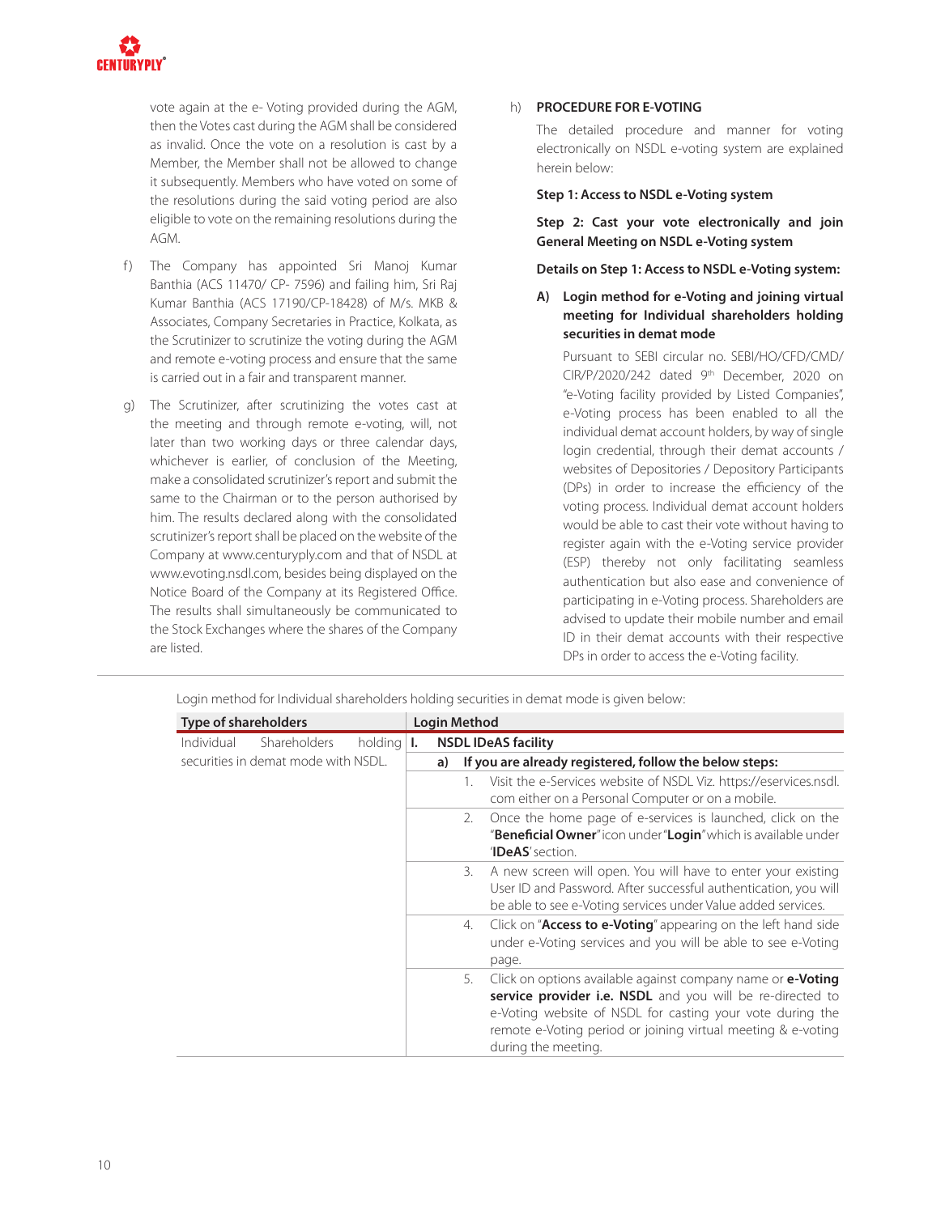vote again at the e- Voting provided during the AGM, then the Votes cast during the AGM shall be considered as invalid. Once the vote on a resolution is cast by a Member, the Member shall not be allowed to change it subsequently. Members who have voted on some of the resolutions during the said voting period are also eligible to vote on the remaining resolutions during the AGM.

f) The Company has appointed Sri Manoj Kumar Banthia (ACS 11470/ CP- 7596) and failing him, Sri Raj Kumar Banthia (ACS 17190/CP-18428) of M/s. MKB & Associates, Company Secretaries in Practice, Kolkata, as the Scrutinizer to scrutinize the voting during the AGM and remote e-voting process and ensure that the same is carried out in a fair and transparent manner.

g) The Scrutinizer, after scrutinizing the votes cast at the meeting and through remote e-voting, will, not later than two working days or three calendar days, whichever is earlier, of conclusion of the Meeting, make a consolidated scrutinizer's report and submit the same to the Chairman or to the person authorised by him. The results declared along with the consolidated scrutinizer's report shall be placed on the website of the Company at www.centuryply.com and that of NSDL at www.evoting.nsdl.com, besides being displayed on the Notice Board of the Company at its Registered Office. The results shall simultaneously be communicated to the Stock Exchanges where the shares of the Company are listed.

h) **PROCEDURE FOR E-VOTING**

The detailed procedure and manner for voting electronically on NSDL e-voting system are explained herein below:

**Step 1: Access to NSDL e-Voting system**

**Step 2: Cast your vote electronically and join General Meeting on NSDL e-Voting system**

**Details on Step 1: Access to NSDL e-Voting system:**

**A) Login method for e-Voting and joining virtual meeting for Individual shareholders holding securities in demat mode**

Pursuant to SEBI circular no. SEBI/HO/CFD/CMD/CIR/P/2020/242 dated 9th December, 2020 on "e-Voting facility provided by Listed Companies", e-Voting process has been enabled to all the individual demat account holders, by way of single login credential, through their demat accounts / websites of Depositories / Depository Participants (DPs) in order to increase the efficiency of the voting process. Individual demat account holders would be able to cast their vote without having to register again with the e-Voting service provider (ESP) thereby not only facilitating seamless authentication but also ease and convenience of participating in e-Voting process. Shareholders are advised to update their mobile number and email ID in their demat accounts with their respective DPs in order to access the e-Voting facility.

Login method for Individual shareholders holding securities in demat mode is given below:

| Type of shareholders | Login Method |
|---|---|
| Individual Shareholders holding securities in demat mode with NSDL. | **I. NSDL IDeAS facility** |
| | **a) If you are already registered, follow the below steps:** |
| | 1. Visit the e-Services website of NSDL Viz. https://eservices.nsdl.com either on a Personal Computer or on a mobile. |
| | 2. Once the home page of e-services is launched, click on the "**Beneficial Owner**" icon under "**Login**" which is available under '**IDeAS**' section. |
| | 3. A new screen will open. You will have to enter your existing User ID and Password. After successful authentication, you will be able to see e-Voting services under Value added services. |
| | 4. Click on "**Access to e-Voting**" appearing on the left hand side under e-Voting services and you will be able to see e-Voting page. |
| | 5. Click on options available against company name or **e-Voting service provider i.e. NSDL** and you will be re-directed to e-Voting website of NSDL for casting your vote during the remote e-Voting period or joining virtual meeting & e-voting during the meeting. |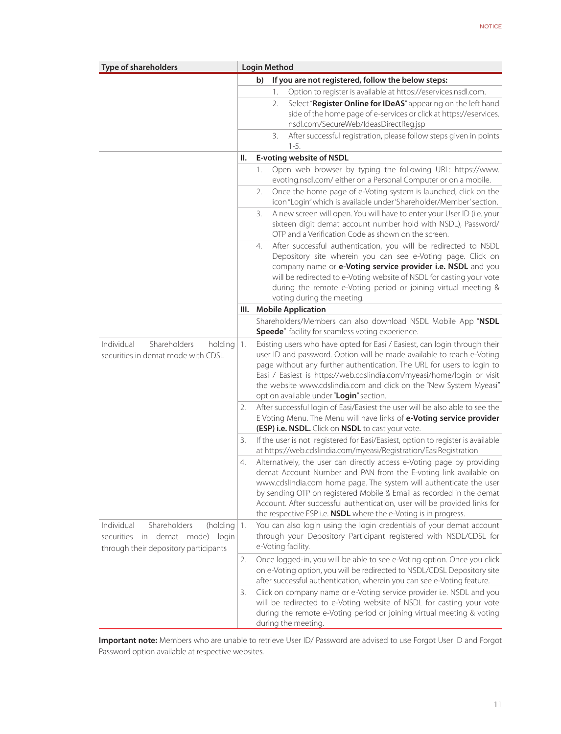| Type of shareholders | Login Method |
|---|---|
| | **b) If you are not registered, follow the below steps:**<br>1. Option to register is available at https://eservices.nsdl.com.<br>2. Select "**Register Online for IDeAS**" appearing on the left hand side of the home page of e-services or click at https://eservices.nsdl.com/SecureWeb/IdeasDirectReg.jsp<br>3. After successful registration, please follow steps given in points 1-5. |
| | **II. E-voting website of NSDL**<br>1. Open web browser by typing the following URL: https://www.evoting.nsdl.com/ either on a Personal Computer or on a mobile.<br>2. Once the home page of e-Voting system is launched, click on the icon "Login" which is available under 'Shareholder/Member' section.<br>3. A new screen will open. You will have to enter your User ID (i.e. your sixteen digit demat account number hold with NSDL), Password/OTP and a Verification Code as shown on the screen.<br>4. After successful authentication, you will be redirected to NSDL Depository site wherein you can see e-Voting page. Click on company name or **e-Voting service provider i.e. NSDL** and you will be redirected to e-Voting website of NSDL for casting your vote during the remote e-Voting period or joining virtual meeting & voting during the meeting. |
| | **III. Mobile Application**<br>Shareholders/Members can also download NSDL Mobile App "**NSDL Speede**" facility for seamless voting experience. |
| Individual Shareholders holding securities in demat mode with CDSL | 1. Existing users who have opted for Easi / Easiest, can login through their user ID and password. Option will be made available to reach e-Voting page without any further authentication. The URL for users to login to Easi / Easiest is https://web.cdslindia.com/myeasi/home/login or visit the website www.cdslindia.com and click on the "New System Myeasi" option available under "**Login**" section.<br>2. After successful login of Easi/Easiest the user will be also able to see the E Voting Menu. The Menu will have links of **e-Voting service provider (ESP) i.e. NSDL.** Click on **NSDL** to cast your vote.<br>3. If the user is not registered for Easi/Easiest, option to register is available at https://web.cdslindia.com/myeasi/Registration/EasiRegistration<br>4. Alternatively, the user can directly access e-Voting page by providing demat Account Number and PAN from the E-voting link available on www.cdslindia.com home page. The system will authenticate the user by sending OTP on registered Mobile & Email as recorded in the demat Account. After successful authentication, user will be provided links for the respective ESP i.e. **NSDL** where the e-Voting is in progress. |
| Individual Shareholders (holding securities in demat mode) login through their depository participants | 1. You can also login using the login credentials of your demat account through your Depository Participant registered with NSDL/CDSL for e-Voting facility.<br>2. Once logged-in, you will be able to see e-Voting option. Once you click on e-Voting option, you will be redirected to NSDL/CDSL Depository site after successful authentication, wherein you can see e-Voting feature.<br>3. Click on company name or e-Voting service provider i.e. NSDL and you will be redirected to e-Voting website of NSDL for casting your vote during the remote e-Voting period or joining virtual meeting & voting during the meeting. |

**Important note:** Members who are unable to retrieve User ID/ Password are advised to use Forgot User ID and Forgot Password option available at respective websites.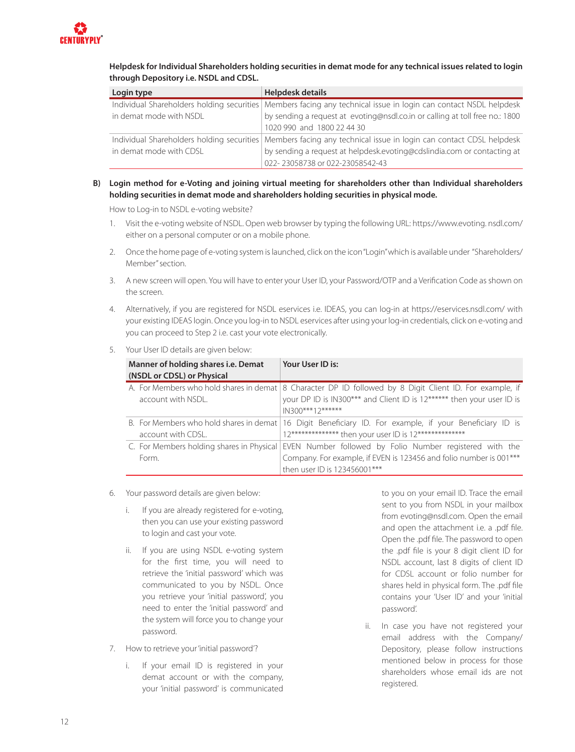**Helpdesk for Individual Shareholders holding securities in demat mode for any technical issues related to login through Depository i.e. NSDL and CDSL.**

| Login type | Helpdesk details |
|---|---|
| Individual Shareholders holding securities in demat mode with NSDL | Members facing any technical issue in login can contact NSDL helpdesk by sending a request at evoting@nsdl.co.in or calling at toll free no.: 1800 1020 990 and 1800 22 44 30 |
| Individual Shareholders holding securities in demat mode with CDSL | Members facing any technical issue in login can contact CDSL helpdesk by sending a request at helpdesk.evoting@cdslindia.com or contacting at 022- 23058738 or 022-23058542-43 |

**B) Login method for e-Voting and joining virtual meeting for shareholders other than Individual shareholders holding securities in demat mode and shareholders holding securities in physical mode.**

How to Log-in to NSDL e-voting website?

1. Visit the e-voting website of NSDL. Open web browser by typing the following URL: https://www.evoting. nsdl.com/ either on a personal computer or on a mobile phone.
2. Once the home page of e-voting system is launched, click on the icon "Login" which is available under "Shareholders/ Member" section.
3. A new screen will open. You will have to enter your User ID, your Password/OTP and a Verification Code as shown on the screen.
4. Alternatively, if you are registered for NSDL eservices i.e. IDEAS, you can log-in at https://eservices.nsdl.com/ with your existing IDEAS login. Once you log-in to NSDL eservices after using your log-in credentials, click on e-voting and you can proceed to Step 2 i.e. cast your vote electronically.
5. Your User ID details are given below:

| Manner of holding shares i.e. Demat (NSDL or CDSL) or Physical | Your User ID is: |
|---|---|
| A. For Members who hold shares in demat account with NSDL. | 8 Character DP ID followed by 8 Digit Client ID. For example, if your DP ID is IN300*** and Client ID is 12****** then your user ID is IN300***12****** |
| B. For Members who hold shares in demat account with CDSL. | 16 Digit Beneficiary ID. For example, if your Beneficiary ID is 12************** then your user ID is 12************** |
| C. For Members holding shares in Physical Form. | EVEN Number followed by Folio Number registered with the Company. For example, if EVEN is 123456 and folio number is 001*** then user ID is 123456001*** |

6. Your password details are given below:
   i. If you are already registered for e-voting, then you can use your existing password to login and cast your vote.
   ii. If you are using NSDL e-voting system for the first time, you will need to retrieve the 'initial password' which was communicated to you by NSDL. Once you retrieve your 'initial password', you need to enter the 'initial password' and the system will force you to change your password.
7. How to retrieve your 'initial password'?
   i. If your email ID is registered in your demat account or with the company, your 'initial password' is communicated to you on your email ID. Trace the email sent to you from NSDL in your mailbox from evoting@nsdl.com. Open the email and open the attachment i.e. a .pdf file. Open the .pdf file. The password to open the .pdf file is your 8 digit client ID for NSDL account, last 8 digits of client ID for CDSL account or folio number for shares held in physical form. The .pdf file contains your 'User ID' and your 'initial password'.
   ii. In case you have not registered your email address with the Company/ Depository, please follow instructions mentioned below in process for those shareholders whose email ids are not registered.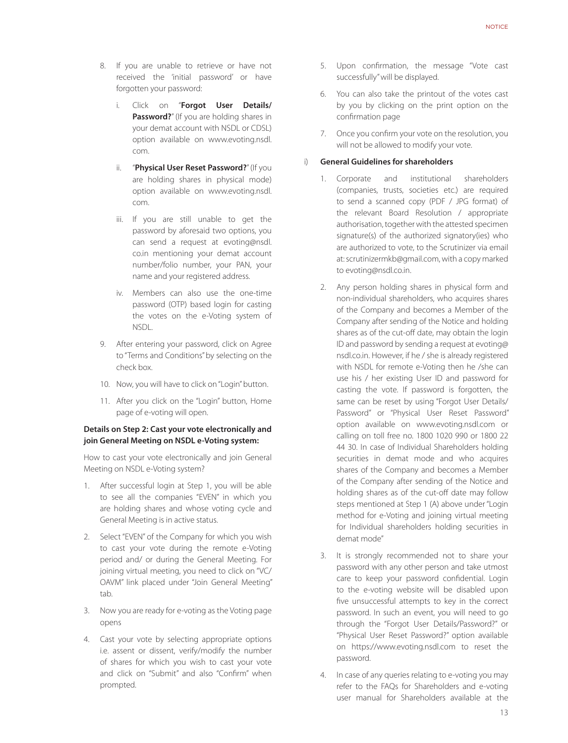8. If you are unable to retrieve or have not received the 'initial password' or have forgotten your password:

   i. Click on "**Forgot User Details/ Password?**" (If you are holding shares in your demat account with NSDL or CDSL) option available on www.evoting.nsdl.com.

   ii. "**Physical User Reset Password?**" (If you are holding shares in physical mode) option available on www.evoting.nsdl.com.

   iii. If you are still unable to get the password by aforesaid two options, you can send a request at evoting@nsdl.co.in mentioning your demat account number/folio number, your PAN, your name and your registered address.

   iv. Members can also use the one-time password (OTP) based login for casting the votes on the e-Voting system of NSDL.

9. After entering your password, click on Agree to "Terms and Conditions" by selecting on the check box.

10. Now, you will have to click on "Login" button.

11. After you click on the "Login" button, Home page of e-voting will open.

**Details on Step 2: Cast your vote electronically and join General Meeting on NSDL e-Voting system:**

How to cast your vote electronically and join General Meeting on NSDL e-Voting system?

1. After successful login at Step 1, you will be able to see all the companies "EVEN" in which you are holding shares and whose voting cycle and General Meeting is in active status.

2. Select "EVEN" of the Company for which you wish to cast your vote during the remote e-Voting period and/ or during the General Meeting. For joining virtual meeting, you need to click on "VC/ OAVM" link placed under "Join General Meeting" tab.

3. Now you are ready for e-voting as the Voting page opens

4. Cast your vote by selecting appropriate options i.e. assent or dissent, verify/modify the number of shares for which you wish to cast your vote and click on "Submit" and also "Confirm" when prompted.

5. Upon confirmation, the message "Vote cast successfully" will be displayed.

6. You can also take the printout of the votes cast by you by clicking on the print option on the confirmation page

7. Once you confirm your vote on the resolution, you will not be allowed to modify your vote.

i) **General Guidelines for shareholders**

1. Corporate and institutional shareholders (companies, trusts, societies etc.) are required to send a scanned copy (PDF / JPG format) of the relevant Board Resolution / appropriate authorisation, together with the attested specimen signature(s) of the authorized signatory(ies) who are authorized to vote, to the Scrutinizer via email at: scrutinizermkb@gmail.com, with a copy marked to evoting@nsdl.co.in.

2. Any person holding shares in physical form and non-individual shareholders, who acquires shares of the Company and becomes a Member of the Company after sending of the Notice and holding shares as of the cut-off date, may obtain the login ID and password by sending a request at evoting@nsdl.co.in. However, if he / she is already registered with NSDL for remote e-Voting then he /she can use his / her existing User ID and password for casting the vote. If password is forgotten, the same can be reset by using "Forgot User Details/ Password" or "Physical User Reset Password" option available on www.evoting.nsdl.com or calling on toll free no. 1800 1020 990 or 1800 22 44 30. In case of Individual Shareholders holding securities in demat mode and who acquires shares of the Company and becomes a Member of the Company after sending of the Notice and holding shares as of the cut-off date may follow steps mentioned at Step 1 (A) above under "Login method for e-Voting and joining virtual meeting for Individual shareholders holding securities in demat mode"

3. It is strongly recommended not to share your password with any other person and take utmost care to keep your password confidential. Login to the e-voting website will be disabled upon five unsuccessful attempts to key in the correct password. In such an event, you will need to go through the "Forgot User Details/Password?" or "Physical User Reset Password?" option available on https://www.evoting.nsdl.com to reset the password.

4. In case of any queries relating to e-voting you may refer to the FAQs for Shareholders and e-voting user manual for Shareholders available at the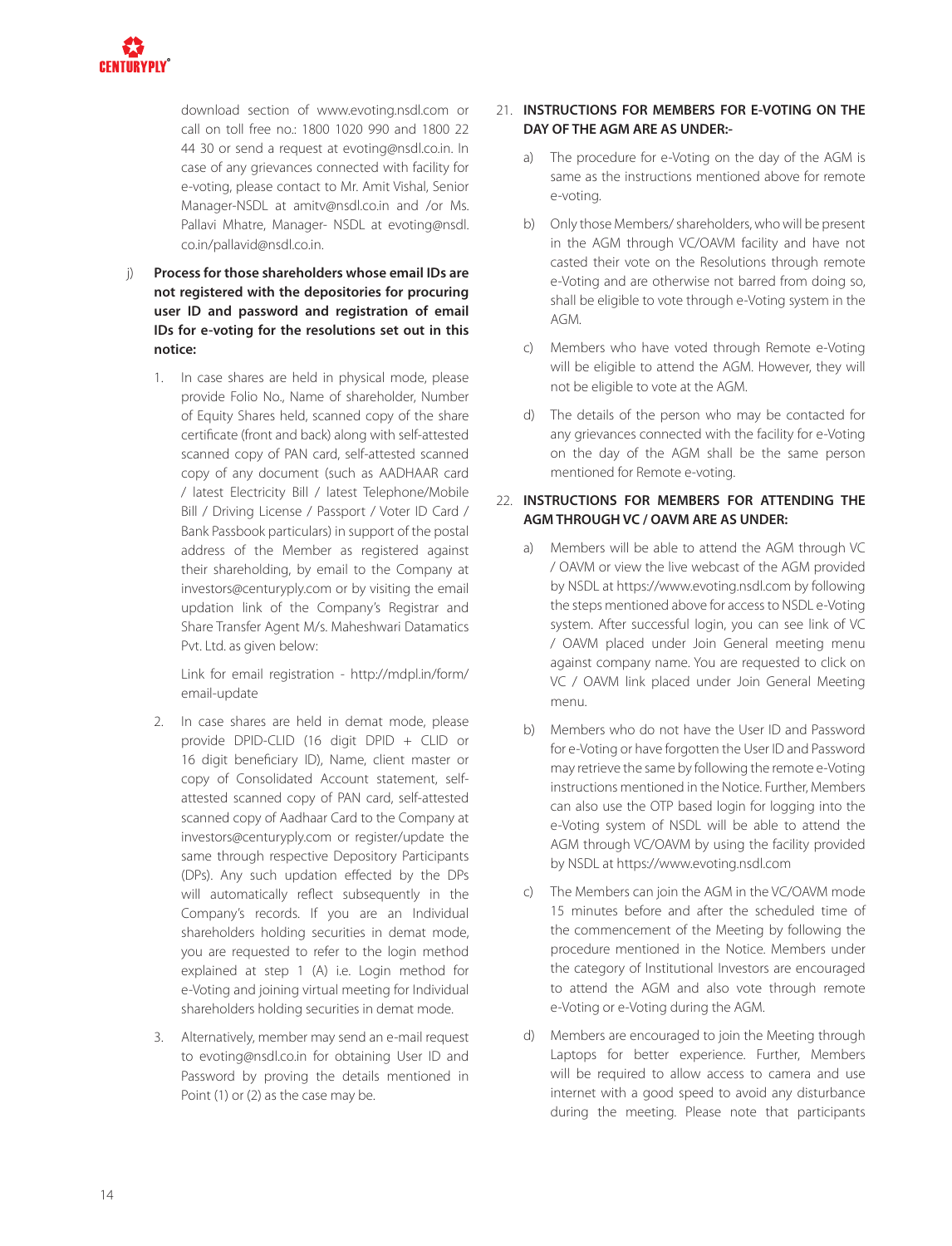download section of www.evoting.nsdl.com or call on toll free no.: 1800 1020 990 and 1800 22 44 30 or send a request at evoting@nsdl.co.in. In case of any grievances connected with facility for e-voting, please contact to Mr. Amit Vishal, Senior Manager-NSDL at amitv@nsdl.co.in and /or Ms. Pallavi Mhatre, Manager- NSDL at evoting@nsdl.co.in/pallavid@nsdl.co.in.

j) **Process for those shareholders whose email IDs are not registered with the depositories for procuring user ID and password and registration of email IDs for e-voting for the resolutions set out in this notice:**

1. In case shares are held in physical mode, please provide Folio No., Name of shareholder, Number of Equity Shares held, scanned copy of the share certificate (front and back) along with self-attested scanned copy of PAN card, self-attested scanned copy of any document (such as AADHAAR card / latest Electricity Bill / latest Telephone/Mobile Bill / Driving License / Passport / Voter ID Card / Bank Passbook particulars) in support of the postal address of the Member as registered against their shareholding, by email to the Company at investors@centuryply.com or by visiting the email updation link of the Company's Registrar and Share Transfer Agent M/s. Maheshwari Datamatics Pvt. Ltd. as given below:

   Link for email registration - http://mdpl.in/form/email-update

2. In case shares are held in demat mode, please provide DPID-CLID (16 digit DPID + CLID or 16 digit beneficiary ID), Name, client master or copy of Consolidated Account statement, self-attested scanned copy of PAN card, self-attested scanned copy of Aadhaar Card to the Company at investors@centuryply.com or register/update the same through respective Depository Participants (DPs). Any such updation effected by the DPs will automatically reflect subsequently in the Company's records. If you are an Individual shareholders holding securities in demat mode, you are requested to refer to the login method explained at step 1 (A) i.e. Login method for e-Voting and joining virtual meeting for Individual shareholders holding securities in demat mode.

3. Alternatively, member may send an e-mail request to evoting@nsdl.co.in for obtaining User ID and Password by proving the details mentioned in Point (1) or (2) as the case may be.

21. **INSTRUCTIONS FOR MEMBERS FOR E-VOTING ON THE DAY OF THE AGM ARE AS UNDER:-**

a) The procedure for e-Voting on the day of the AGM is same as the instructions mentioned above for remote e-voting.

b) Only those Members/ shareholders, who will be present in the AGM through VC/OAVM facility and have not casted their vote on the Resolutions through remote e-Voting and are otherwise not barred from doing so, shall be eligible to vote through e-Voting system in the AGM.

c) Members who have voted through Remote e-Voting will be eligible to attend the AGM. However, they will not be eligible to vote at the AGM.

d) The details of the person who may be contacted for any grievances connected with the facility for e-Voting on the day of the AGM shall be the same person mentioned for Remote e-voting.

22. **INSTRUCTIONS FOR MEMBERS FOR ATTENDING THE AGM THROUGH VC / OAVM ARE AS UNDER:**

a) Members will be able to attend the AGM through VC / OAVM or view the live webcast of the AGM provided by NSDL at https://www.evoting.nsdl.com by following the steps mentioned above for access to NSDL e-Voting system. After successful login, you can see link of VC / OAVM placed under Join General meeting menu against company name. You are requested to click on VC / OAVM link placed under Join General Meeting menu.

b) Members who do not have the User ID and Password for e-Voting or have forgotten the User ID and Password may retrieve the same by following the remote e-Voting instructions mentioned in the Notice. Further, Members can also use the OTP based login for logging into the e-Voting system of NSDL will be able to attend the AGM through VC/OAVM by using the facility provided by NSDL at https://www.evoting.nsdl.com

c) The Members can join the AGM in the VC/OAVM mode 15 minutes before and after the scheduled time of the commencement of the Meeting by following the procedure mentioned in the Notice. Members under the category of Institutional Investors are encouraged to attend the AGM and also vote through remote e-Voting or e-Voting during the AGM.

d) Members are encouraged to join the Meeting through Laptops for better experience. Further, Members will be required to allow access to camera and use internet with a good speed to avoid any disturbance during the meeting. Please note that participants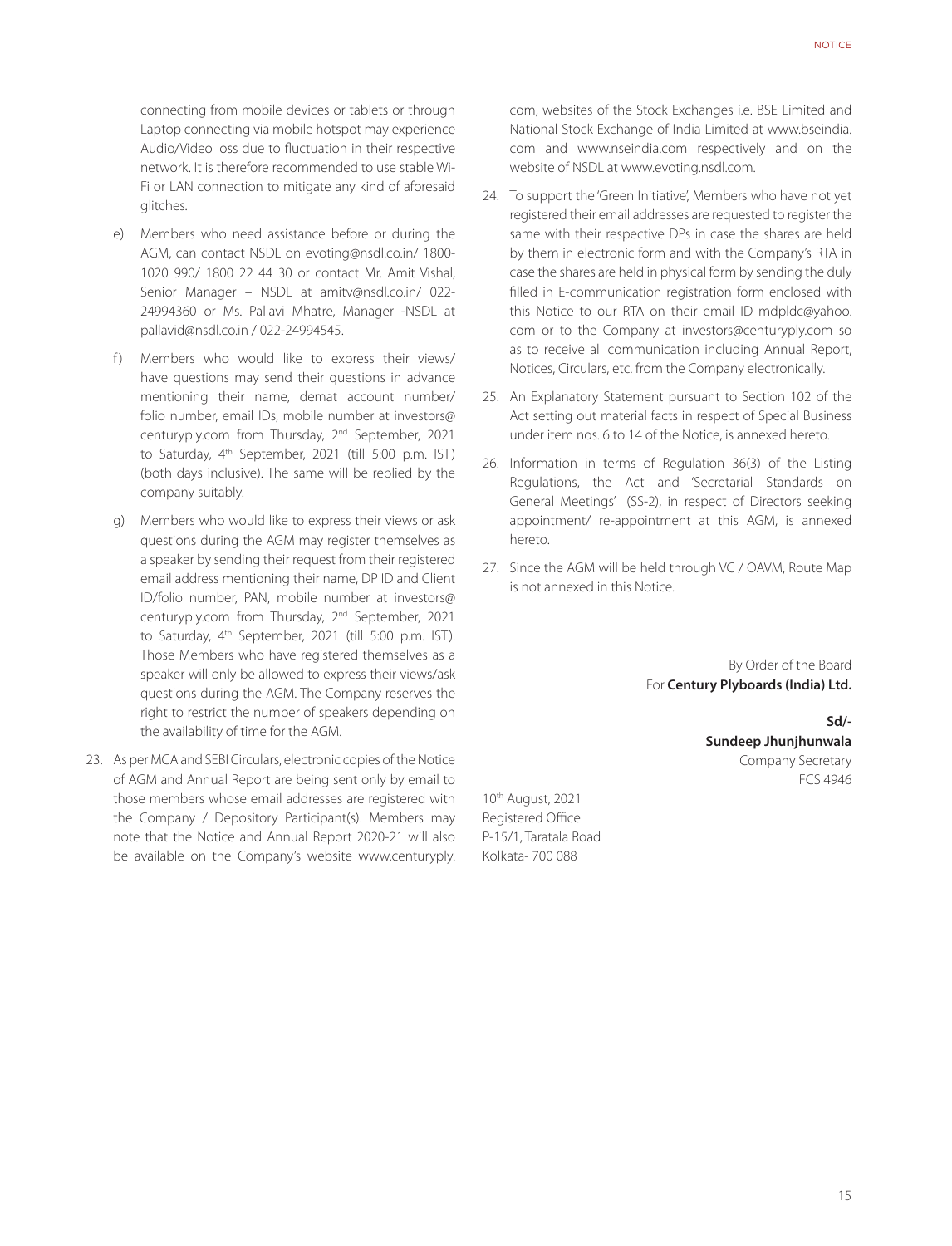connecting from mobile devices or tablets or through Laptop connecting via mobile hotspot may experience Audio/Video loss due to fluctuation in their respective network. It is therefore recommended to use stable Wi-Fi or LAN connection to mitigate any kind of aforesaid glitches.

e) Members who need assistance before or during the AGM, can contact NSDL on evoting@nsdl.co.in/ 1800-1020 990/ 1800 22 44 30 or contact Mr. Amit Vishal, Senior Manager – NSDL at amitv@nsdl.co.in/ 022-24994360 or Ms. Pallavi Mhatre, Manager -NSDL at pallavid@nsdl.co.in / 022-24994545.

f) Members who would like to express their views/ have questions may send their questions in advance mentioning their name, demat account number/ folio number, email IDs, mobile number at investors@centuryply.com from Thursday, 2nd September, 2021 to Saturday, 4th September, 2021 (till 5:00 p.m. IST) (both days inclusive). The same will be replied by the company suitably.

g) Members who would like to express their views or ask questions during the AGM may register themselves as a speaker by sending their request from their registered email address mentioning their name, DP ID and Client ID/folio number, PAN, mobile number at investors@centuryply.com from Thursday, 2nd September, 2021 to Saturday, 4th September, 2021 (till 5:00 p.m. IST). Those Members who have registered themselves as a speaker will only be allowed to express their views/ask questions during the AGM. The Company reserves the right to restrict the number of speakers depending on the availability of time for the AGM.

23. As per MCA and SEBI Circulars, electronic copies of the Notice of AGM and Annual Report are being sent only by email to those members whose email addresses are registered with the Company / Depository Participant(s). Members may note that the Notice and Annual Report 2020-21 will also be available on the Company's website www.centuryply.com, websites of the Stock Exchanges i.e. BSE Limited and National Stock Exchange of India Limited at www.bseindia.com and www.nseindia.com respectively and on the website of NSDL at www.evoting.nsdl.com.

24. To support the 'Green Initiative', Members who have not yet registered their email addresses are requested to register the same with their respective DPs in case the shares are held by them in electronic form and with the Company's RTA in case the shares are held in physical form by sending the duly filled in E-communication registration form enclosed with this Notice to our RTA on their email ID mdpldc@yahoo.com or to the Company at investors@centuryply.com so as to receive all communication including Annual Report, Notices, Circulars, etc. from the Company electronically.

25. An Explanatory Statement pursuant to Section 102 of the Act setting out material facts in respect of Special Business under item nos. 6 to 14 of the Notice, is annexed hereto.

26. Information in terms of Regulation 36(3) of the Listing Regulations, the Act and 'Secretarial Standards on General Meetings' (SS-2), in respect of Directors seeking appointment/ re-appointment at this AGM, is annexed hereto.

27. Since the AGM will be held through VC / OAVM, Route Map is not annexed in this Notice.

By Order of the Board
For **Century Plyboards (India) Ltd.**

**Sd/-**
**Sundeep Jhunjhunwala**
Company Secretary
FCS 4946

10th August, 2021
Registered Office
P-15/1, Taratala Road
Kolkata- 700 088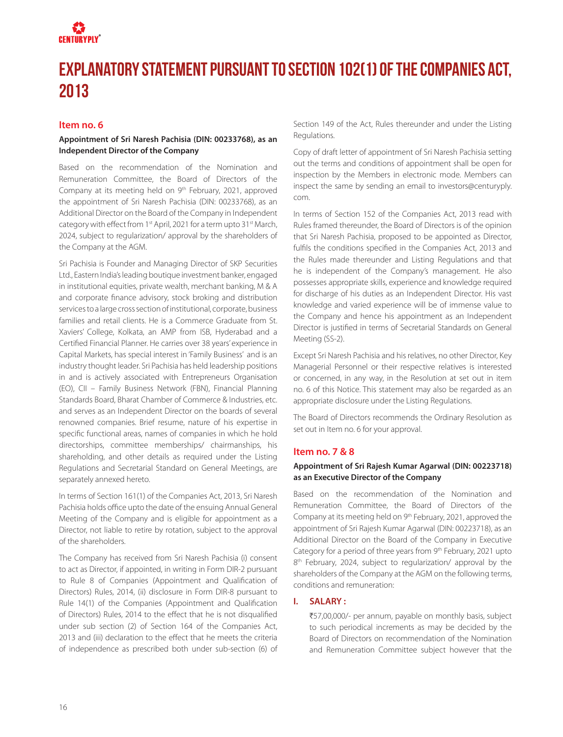# EXPLANATORY STATEMENT PURSUANT TO SECTION 102(1) OF THE COMPANIES ACT, 2013

## Item no. 6

**Appointment of Sri Naresh Pachisia (DIN: 00233768), as an Independent Director of the Company**

Based on the recommendation of the Nomination and Remuneration Committee, the Board of Directors of the Company at its meeting held on 9th February, 2021, approved the appointment of Sri Naresh Pachisia (DIN: 00233768), as an Additional Director on the Board of the Company in Independent category with effect from 1st April, 2021 for a term upto 31st March, 2024, subject to regularization/ approval by the shareholders of the Company at the AGM.

Sri Pachisia is Founder and Managing Director of SKP Securities Ltd., Eastern India's leading boutique investment banker, engaged in institutional equities, private wealth, merchant banking, M & A and corporate finance advisory, stock broking and distribution services to a large cross section of institutional, corporate, business families and retail clients. He is a Commerce Graduate from St. Xaviers' College, Kolkata, an AMP from ISB, Hyderabad and a Certified Financial Planner. He carries over 38 years' experience in Capital Markets, has special interest in 'Family Business' and is an industry thought leader. Sri Pachisia has held leadership positions in and is actively associated with Entrepreneurs Organisation (EO), CII – Family Business Network (FBN), Financial Planning Standards Board, Bharat Chamber of Commerce & Industries, etc. and serves as an Independent Director on the boards of several renowned companies. Brief resume, nature of his expertise in specific functional areas, names of companies in which he hold directorships, committee memberships/ chairmanships, his shareholding, and other details as required under the Listing Regulations and Secretarial Standard on General Meetings, are separately annexed hereto.

In terms of Section 161(1) of the Companies Act, 2013, Sri Naresh Pachisia holds office upto the date of the ensuing Annual General Meeting of the Company and is eligible for appointment as a Director, not liable to retire by rotation, subject to the approval of the shareholders.

The Company has received from Sri Naresh Pachisia (i) consent to act as Director, if appointed, in writing in Form DIR-2 pursuant to Rule 8 of Companies (Appointment and Qualification of Directors) Rules, 2014, (ii) disclosure in Form DIR-8 pursuant to Rule 14(1) of the Companies (Appointment and Qualification of Directors) Rules, 2014 to the effect that he is not disqualified under sub section (2) of Section 164 of the Companies Act, 2013 and (iii) declaration to the effect that he meets the criteria of independence as prescribed both under sub-section (6) of Section 149 of the Act, Rules thereunder and under the Listing Regulations.

Copy of draft letter of appointment of Sri Naresh Pachisia setting out the terms and conditions of appointment shall be open for inspection by the Members in electronic mode. Members can inspect the same by sending an email to investors@centuryply.com.

In terms of Section 152 of the Companies Act, 2013 read with Rules framed thereunder, the Board of Directors is of the opinion that Sri Naresh Pachisia, proposed to be appointed as Director, fulfils the conditions specified in the Companies Act, 2013 and the Rules made thereunder and Listing Regulations and that he is independent of the Company's management. He also possesses appropriate skills, experience and knowledge required for discharge of his duties as an Independent Director. His vast knowledge and varied experience will be of immense value to the Company and hence his appointment as an Independent Director is justified in terms of Secretarial Standards on General Meeting (SS-2).

Except Sri Naresh Pachisia and his relatives, no other Director, Key Managerial Personnel or their respective relatives is interested or concerned, in any way, in the Resolution at set out in item no. 6 of this Notice. This statement may also be regarded as an appropriate disclosure under the Listing Regulations.

The Board of Directors recommends the Ordinary Resolution as set out in Item no. 6 for your approval.

## Item no. 7 & 8

**Appointment of Sri Rajesh Kumar Agarwal (DIN: 00223718) as an Executive Director of the Company**

Based on the recommendation of the Nomination and Remuneration Committee, the Board of Directors of the Company at its meeting held on 9th February, 2021, approved the appointment of Sri Rajesh Kumar Agarwal (DIN: 00223718), as an Additional Director on the Board of the Company in Executive Category for a period of three years from 9th February, 2021 upto 8th February, 2024, subject to regularization/ approval by the shareholders of the Company at the AGM on the following terms, conditions and remuneration:

**I. SALARY :**

₹57,00,000/- per annum, payable on monthly basis, subject to such periodical increments as may be decided by the Board of Directors on recommendation of the Nomination and Remuneration Committee subject however that the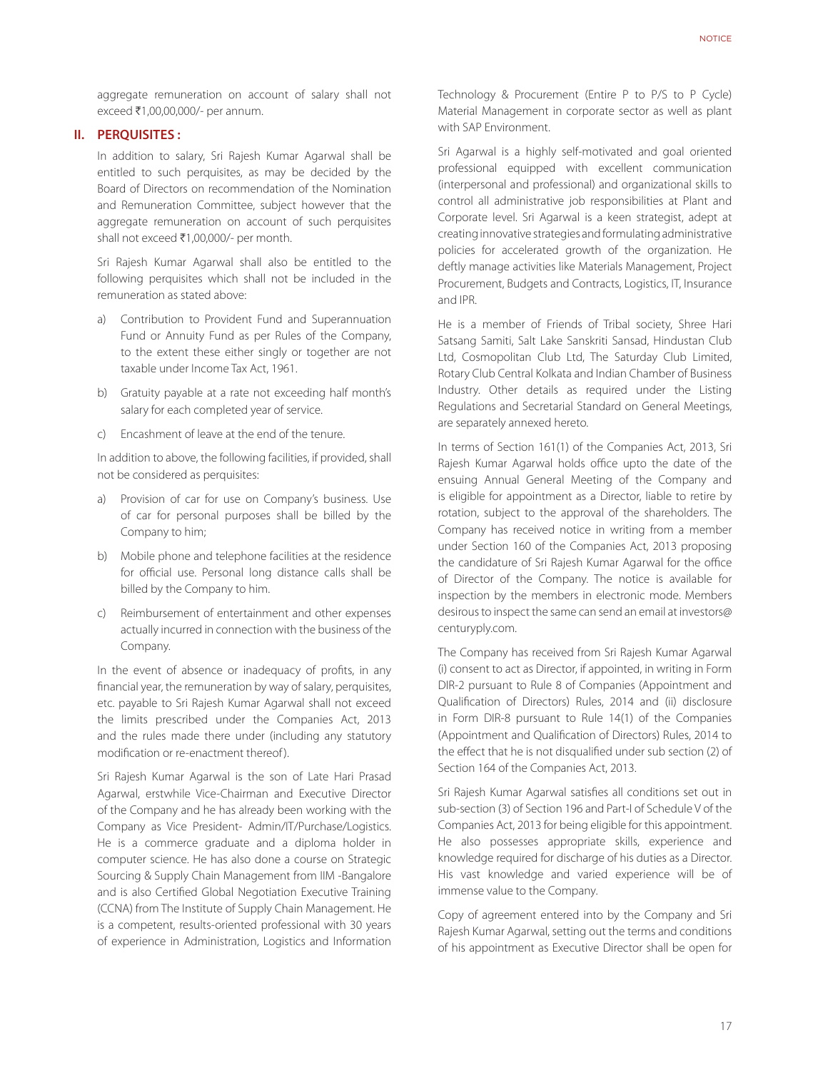aggregate remuneration on account of salary shall not exceed ₹1,00,00,000/- per annum.

## II. PERQUISITES :

In addition to salary, Sri Rajesh Kumar Agarwal shall be entitled to such perquisites, as may be decided by the Board of Directors on recommendation of the Nomination and Remuneration Committee, subject however that the aggregate remuneration on account of such perquisites shall not exceed ₹1,00,000/- per month.

Sri Rajesh Kumar Agarwal shall also be entitled to the following perquisites which shall not be included in the remuneration as stated above:

a) Contribution to Provident Fund and Superannuation Fund or Annuity Fund as per Rules of the Company, to the extent these either singly or together are not taxable under Income Tax Act, 1961.

b) Gratuity payable at a rate not exceeding half month's salary for each completed year of service.

c) Encashment of leave at the end of the tenure.

In addition to above, the following facilities, if provided, shall not be considered as perquisites:

a) Provision of car for use on Company's business. Use of car for personal purposes shall be billed by the Company to him;

b) Mobile phone and telephone facilities at the residence for official use. Personal long distance calls shall be billed by the Company to him.

c) Reimbursement of entertainment and other expenses actually incurred in connection with the business of the Company.

In the event of absence or inadequacy of profits, in any financial year, the remuneration by way of salary, perquisites, etc. payable to Sri Rajesh Kumar Agarwal shall not exceed the limits prescribed under the Companies Act, 2013 and the rules made there under (including any statutory modification or re-enactment thereof).

Sri Rajesh Kumar Agarwal is the son of Late Hari Prasad Agarwal, erstwhile Vice-Chairman and Executive Director of the Company and he has already been working with the Company as Vice President- Admin/IT/Purchase/Logistics. He is a commerce graduate and a diploma holder in computer science. He has also done a course on Strategic Sourcing & Supply Chain Management from IIM -Bangalore and is also Certified Global Negotiation Executive Training (CCNA) from The Institute of Supply Chain Management. He is a competent, results-oriented professional with 30 years of experience in Administration, Logistics and Information Technology & Procurement (Entire P to P/S to P Cycle) Material Management in corporate sector as well as plant with SAP Environment.

Sri Agarwal is a highly self-motivated and goal oriented professional equipped with excellent communication (interpersonal and professional) and organizational skills to control all administrative job responsibilities at Plant and Corporate level. Sri Agarwal is a keen strategist, adept at creating innovative strategies and formulating administrative policies for accelerated growth of the organization. He deftly manage activities like Materials Management, Project Procurement, Budgets and Contracts, Logistics, IT, Insurance and IPR.

He is a member of Friends of Tribal society, Shree Hari Satsang Samiti, Salt Lake Sanskriti Sansad, Hindustan Club Ltd, Cosmopolitan Club Ltd, The Saturday Club Limited, Rotary Club Central Kolkata and Indian Chamber of Business Industry. Other details as required under the Listing Regulations and Secretarial Standard on General Meetings, are separately annexed hereto.

In terms of Section 161(1) of the Companies Act, 2013, Sri Rajesh Kumar Agarwal holds office upto the date of the ensuing Annual General Meeting of the Company and is eligible for appointment as a Director, liable to retire by rotation, subject to the approval of the shareholders. The Company has received notice in writing from a member under Section 160 of the Companies Act, 2013 proposing the candidature of Sri Rajesh Kumar Agarwal for the office of Director of the Company. The notice is available for inspection by the members in electronic mode. Members desirous to inspect the same can send an email at investors@centuryply.com.

The Company has received from Sri Rajesh Kumar Agarwal (i) consent to act as Director, if appointed, in writing in Form DIR-2 pursuant to Rule 8 of Companies (Appointment and Qualification of Directors) Rules, 2014 and (ii) disclosure in Form DIR-8 pursuant to Rule 14(1) of the Companies (Appointment and Qualification of Directors) Rules, 2014 to the effect that he is not disqualified under sub section (2) of Section 164 of the Companies Act, 2013.

Sri Rajesh Kumar Agarwal satisfies all conditions set out in sub-section (3) of Section 196 and Part-I of Schedule V of the Companies Act, 2013 for being eligible for this appointment. He also possesses appropriate skills, experience and knowledge required for discharge of his duties as a Director. His vast knowledge and varied experience will be of immense value to the Company.

Copy of agreement entered into by the Company and Sri Rajesh Kumar Agarwal, setting out the terms and conditions of his appointment as Executive Director shall be open for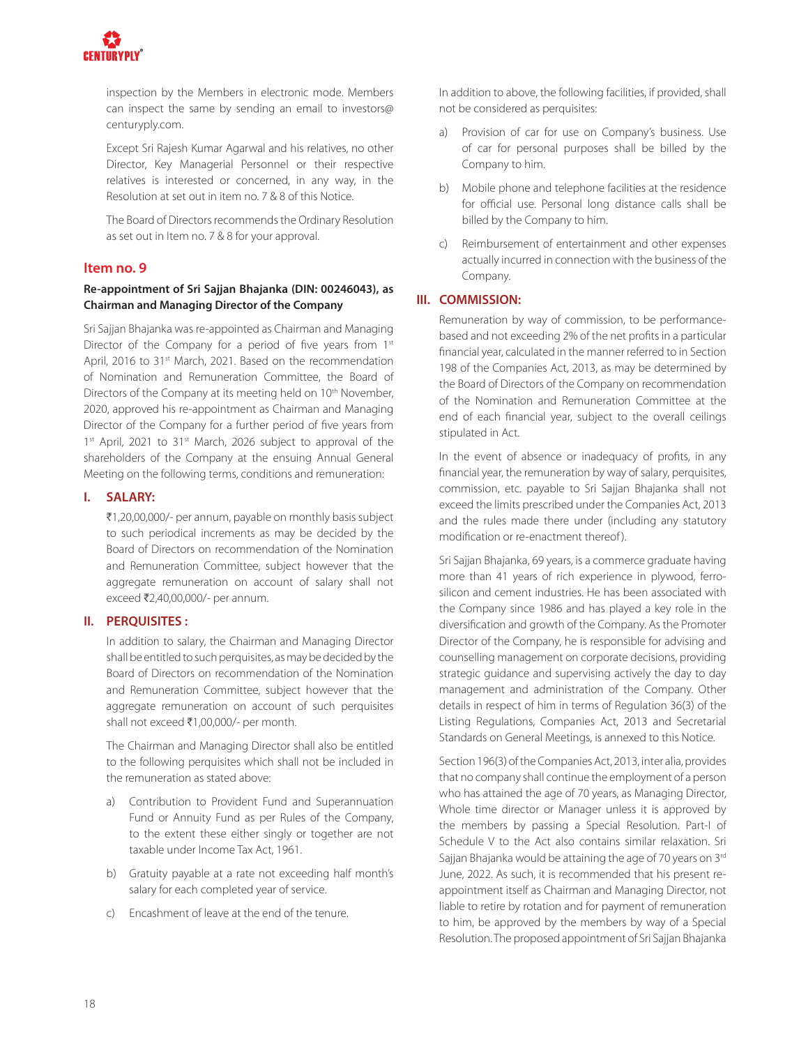inspection by the Members in electronic mode. Members can inspect the same by sending an email to investors@centuryply.com.

Except Sri Rajesh Kumar Agarwal and his relatives, no other Director, Key Managerial Personnel or their respective relatives is interested or concerned, in any way, in the Resolution at set out in item no. 7 & 8 of this Notice.

The Board of Directors recommends the Ordinary Resolution as set out in Item no. 7 & 8 for your approval.

## Item no. 9

**Re-appointment of Sri Sajjan Bhajanka (DIN: 00246043), as Chairman and Managing Director of the Company**

Sri Sajjan Bhajanka was re-appointed as Chairman and Managing Director of the Company for a period of five years from 1st April, 2016 to 31st March, 2021. Based on the recommendation of Nomination and Remuneration Committee, the Board of Directors of the Company at its meeting held on 10th November, 2020, approved his re-appointment as Chairman and Managing Director of the Company for a further period of five years from 1st April, 2021 to 31st March, 2026 subject to approval of the shareholders of the Company at the ensuing Annual General Meeting on the following terms, conditions and remuneration:

### I. SALARY:

₹1,20,00,000/- per annum, payable on monthly basis subject to such periodical increments as may be decided by the Board of Directors on recommendation of the Nomination and Remuneration Committee, subject however that the aggregate remuneration on account of salary shall not exceed ₹2,40,00,000/- per annum.

### II. PERQUISITES :

In addition to salary, the Chairman and Managing Director shall be entitled to such perquisites, as may be decided by the Board of Directors on recommendation of the Nomination and Remuneration Committee, subject however that the aggregate remuneration on account of such perquisites shall not exceed ₹1,00,000/- per month.

The Chairman and Managing Director shall also be entitled to the following perquisites which shall not be included in the remuneration as stated above:

a) Contribution to Provident Fund and Superannuation Fund or Annuity Fund as per Rules of the Company, to the extent these either singly or together are not taxable under Income Tax Act, 1961.

b) Gratuity payable at a rate not exceeding half month's salary for each completed year of service.

c) Encashment of leave at the end of the tenure.

In addition to above, the following facilities, if provided, shall not be considered as perquisites:

a) Provision of car for use on Company's business. Use of car for personal purposes shall be billed by the Company to him.

b) Mobile phone and telephone facilities at the residence for official use. Personal long distance calls shall be billed by the Company to him.

c) Reimbursement of entertainment and other expenses actually incurred in connection with the business of the Company.

### III. COMMISSION:

Remuneration by way of commission, to be performance-based and not exceeding 2% of the net profits in a particular financial year, calculated in the manner referred to in Section 198 of the Companies Act, 2013, as may be determined by the Board of Directors of the Company on recommendation of the Nomination and Remuneration Committee at the end of each financial year, subject to the overall ceilings stipulated in Act.

In the event of absence or inadequacy of profits, in any financial year, the remuneration by way of salary, perquisites, commission, etc. payable to Sri Sajjan Bhajanka shall not exceed the limits prescribed under the Companies Act, 2013 and the rules made there under (including any statutory modification or re-enactment thereof).

Sri Sajjan Bhajanka, 69 years, is a commerce graduate having more than 41 years of rich experience in plywood, ferro-silicon and cement industries. He has been associated with the Company since 1986 and has played a key role in the diversification and growth of the Company. As the Promoter Director of the Company, he is responsible for advising and counselling management on corporate decisions, providing strategic guidance and supervising actively the day to day management and administration of the Company. Other details in respect of him in terms of Regulation 36(3) of the Listing Regulations, Companies Act, 2013 and Secretarial Standards on General Meetings, is annexed to this Notice.

Section 196(3) of the Companies Act, 2013, inter alia, provides that no company shall continue the employment of a person who has attained the age of 70 years, as Managing Director, Whole time director or Manager unless it is approved by the members by passing a Special Resolution. Part-I of Schedule V to the Act also contains similar relaxation. Sri Sajjan Bhajanka would be attaining the age of 70 years on 3rd June, 2022. As such, it is recommended that his present re-appointment itself as Chairman and Managing Director, not liable to retire by rotation and for payment of remuneration to him, be approved by the members by way of a Special Resolution. The proposed appointment of Sri Sajjan Bhajanka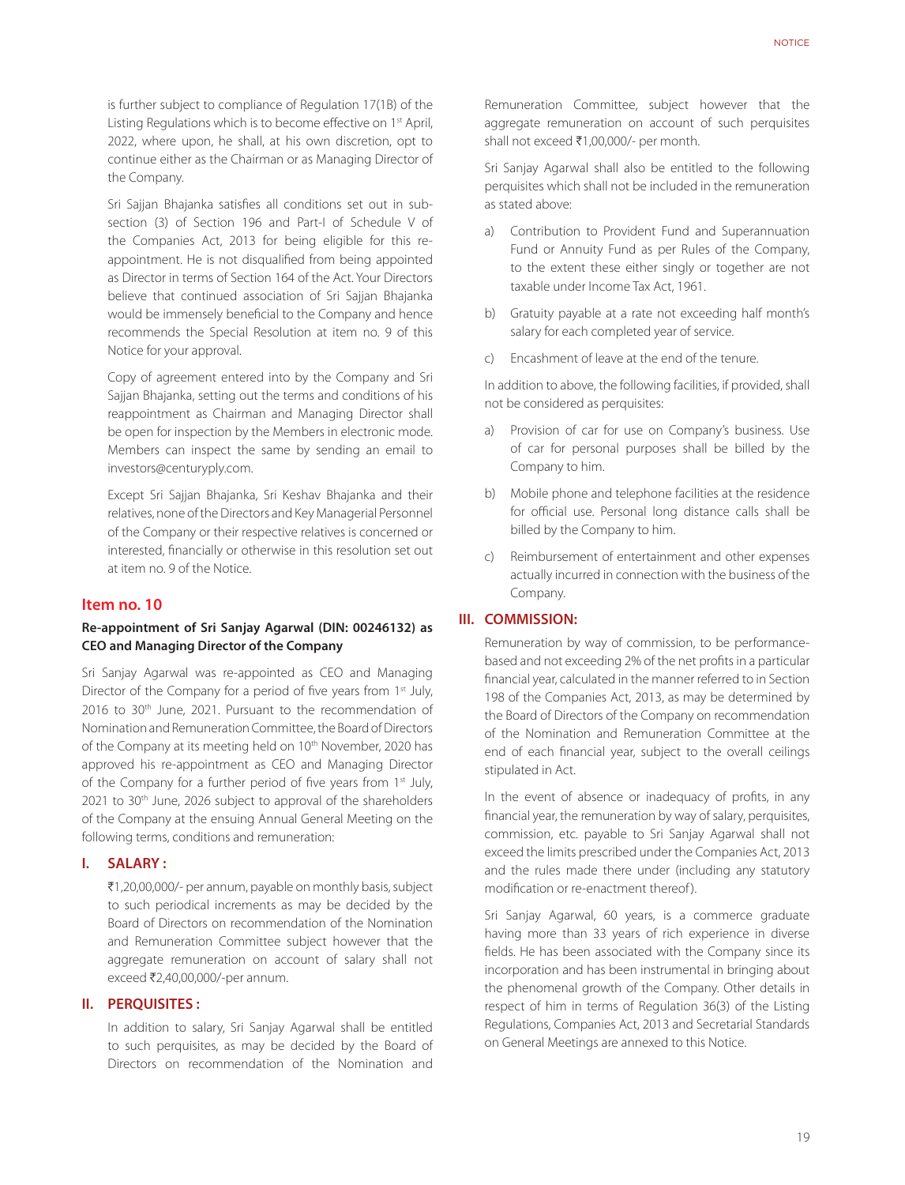is further subject to compliance of Regulation 17(1B) of the Listing Regulations which is to become effective on 1st April, 2022, where upon, he shall, at his own discretion, opt to continue either as the Chairman or as Managing Director of the Company.

Sri Sajjan Bhajanka satisfies all conditions set out in sub-section (3) of Section 196 and Part-I of Schedule V of the Companies Act, 2013 for being eligible for this re-appointment. He is not disqualified from being appointed as Director in terms of Section 164 of the Act. Your Directors believe that continued association of Sri Sajjan Bhajanka would be immensely beneficial to the Company and hence recommends the Special Resolution at item no. 9 of this Notice for your approval.

Copy of agreement entered into by the Company and Sri Sajjan Bhajanka, setting out the terms and conditions of his reappointment as Chairman and Managing Director shall be open for inspection by the Members in electronic mode. Members can inspect the same by sending an email to investors@centuryply.com.

Except Sri Sajjan Bhajanka, Sri Keshav Bhajanka and their relatives, none of the Directors and Key Managerial Personnel of the Company or their respective relatives is concerned or interested, financially or otherwise in this resolution set out at item no. 9 of the Notice.

## Item no. 10

**Re-appointment of Sri Sanjay Agarwal (DIN: 00246132) as CEO and Managing Director of the Company**

Sri Sanjay Agarwal was re-appointed as CEO and Managing Director of the Company for a period of five years from 1st July, 2016 to 30th June, 2021. Pursuant to the recommendation of Nomination and Remuneration Committee, the Board of Directors of the Company at its meeting held on 10th November, 2020 has approved his re-appointment as CEO and Managing Director of the Company for a further period of five years from 1st July, 2021 to 30th June, 2026 subject to approval of the shareholders of the Company at the ensuing Annual General Meeting on the following terms, conditions and remuneration:

### I. SALARY :

₹1,20,00,000/- per annum, payable on monthly basis, subject to such periodical increments as may be decided by the Board of Directors on recommendation of the Nomination and Remuneration Committee subject however that the aggregate remuneration on account of salary shall not exceed ₹2,40,00,000/-per annum.

### II. PERQUISITES :

In addition to salary, Sri Sanjay Agarwal shall be entitled to such perquisites, as may be decided by the Board of Directors on recommendation of the Nomination and Remuneration Committee, subject however that the aggregate remuneration on account of such perquisites shall not exceed ₹1,00,000/- per month.

Sri Sanjay Agarwal shall also be entitled to the following perquisites which shall not be included in the remuneration as stated above:

a) Contribution to Provident Fund and Superannuation Fund or Annuity Fund as per Rules of the Company, to the extent these either singly or together are not taxable under Income Tax Act, 1961.

b) Gratuity payable at a rate not exceeding half month's salary for each completed year of service.

c) Encashment of leave at the end of the tenure.

In addition to above, the following facilities, if provided, shall not be considered as perquisites:

a) Provision of car for use on Company's business. Use of car for personal purposes shall be billed by the Company to him.

b) Mobile phone and telephone facilities at the residence for official use. Personal long distance calls shall be billed by the Company to him.

c) Reimbursement of entertainment and other expenses actually incurred in connection with the business of the Company.

### III. COMMISSION:

Remuneration by way of commission, to be performance-based and not exceeding 2% of the net profits in a particular financial year, calculated in the manner referred to in Section 198 of the Companies Act, 2013, as may be determined by the Board of Directors of the Company on recommendation of the Nomination and Remuneration Committee at the end of each financial year, subject to the overall ceilings stipulated in Act.

In the event of absence or inadequacy of profits, in any financial year, the remuneration by way of salary, perquisites, commission, etc. payable to Sri Sanjay Agarwal shall not exceed the limits prescribed under the Companies Act, 2013 and the rules made there under (including any statutory modification or re-enactment thereof).

Sri Sanjay Agarwal, 60 years, is a commerce graduate having more than 33 years of rich experience in diverse fields. He has been associated with the Company since its incorporation and has been instrumental in bringing about the phenomenal growth of the Company. Other details in respect of him in terms of Regulation 36(3) of the Listing Regulations, Companies Act, 2013 and Secretarial Standards on General Meetings are annexed to this Notice.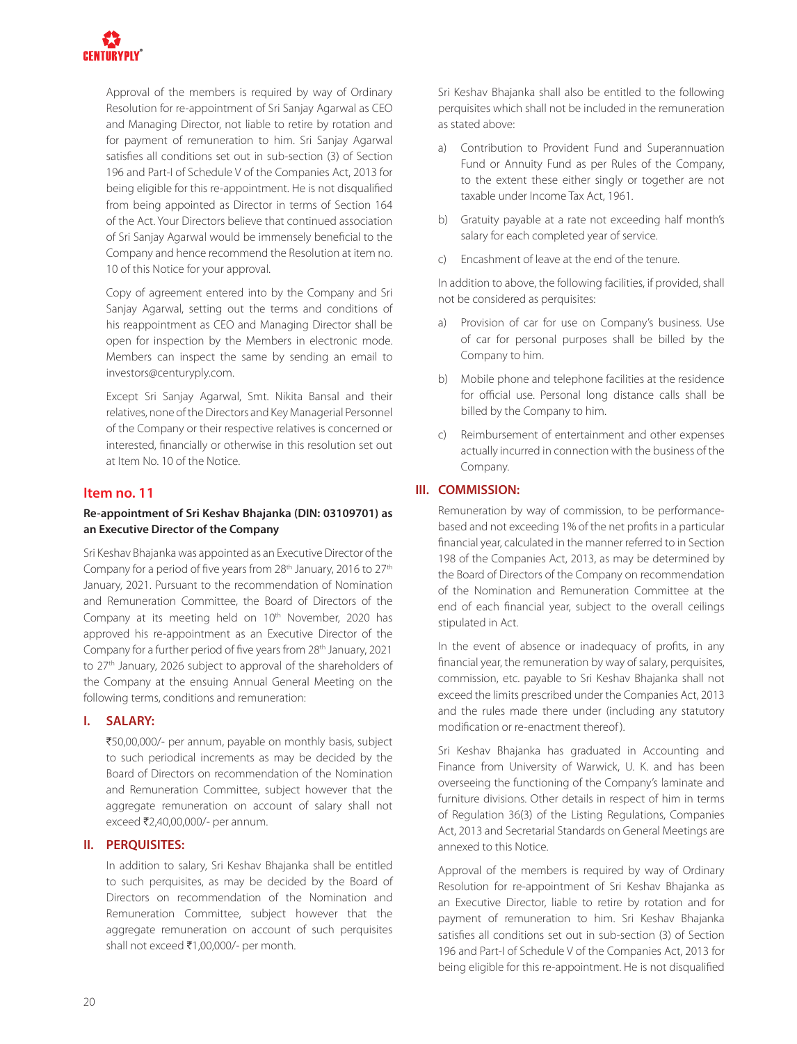Approval of the members is required by way of Ordinary Resolution for re-appointment of Sri Sanjay Agarwal as CEO and Managing Director, not liable to retire by rotation and for payment of remuneration to him. Sri Sanjay Agarwal satisfies all conditions set out in sub-section (3) of Section 196 and Part-I of Schedule V of the Companies Act, 2013 for being eligible for this re-appointment. He is not disqualified from being appointed as Director in terms of Section 164 of the Act. Your Directors believe that continued association of Sri Sanjay Agarwal would be immensely beneficial to the Company and hence recommend the Resolution at item no. 10 of this Notice for your approval.

Copy of agreement entered into by the Company and Sri Sanjay Agarwal, setting out the terms and conditions of his reappointment as CEO and Managing Director shall be open for inspection by the Members in electronic mode. Members can inspect the same by sending an email to investors@centuryply.com.

Except Sri Sanjay Agarwal, Smt. Nikita Bansal and their relatives, none of the Directors and Key Managerial Personnel of the Company or their respective relatives is concerned or interested, financially or otherwise in this resolution set out at Item No. 10 of the Notice.

## Item no. 11

**Re-appointment of Sri Keshav Bhajanka (DIN: 03109701) as an Executive Director of the Company**

Sri Keshav Bhajanka was appointed as an Executive Director of the Company for a period of five years from 28th January, 2016 to 27th January, 2021. Pursuant to the recommendation of Nomination and Remuneration Committee, the Board of Directors of the Company at its meeting held on 10th November, 2020 has approved his re-appointment as an Executive Director of the Company for a further period of five years from 28th January, 2021 to 27th January, 2026 subject to approval of the shareholders of the Company at the ensuing Annual General Meeting on the following terms, conditions and remuneration:

### I. SALARY:

₹50,00,000/- per annum, payable on monthly basis, subject to such periodical increments as may be decided by the Board of Directors on recommendation of the Nomination and Remuneration Committee, subject however that the aggregate remuneration on account of salary shall not exceed ₹2,40,00,000/- per annum.

### II. PERQUISITES:

In addition to salary, Sri Keshav Bhajanka shall be entitled to such perquisites, as may be decided by the Board of Directors on recommendation of the Nomination and Remuneration Committee, subject however that the aggregate remuneration on account of such perquisites shall not exceed ₹1,00,000/- per month.

Sri Keshav Bhajanka shall also be entitled to the following perquisites which shall not be included in the remuneration as stated above:

a) Contribution to Provident Fund and Superannuation Fund or Annuity Fund as per Rules of the Company, to the extent these either singly or together are not taxable under Income Tax Act, 1961.

b) Gratuity payable at a rate not exceeding half month's salary for each completed year of service.

c) Encashment of leave at the end of the tenure.

In addition to above, the following facilities, if provided, shall not be considered as perquisites:

a) Provision of car for use on Company's business. Use of car for personal purposes shall be billed by the Company to him.

b) Mobile phone and telephone facilities at the residence for official use. Personal long distance calls shall be billed by the Company to him.

c) Reimbursement of entertainment and other expenses actually incurred in connection with the business of the Company.

### III. COMMISSION:

Remuneration by way of commission, to be performance-based and not exceeding 1% of the net profits in a particular financial year, calculated in the manner referred to in Section 198 of the Companies Act, 2013, as may be determined by the Board of Directors of the Company on recommendation of the Nomination and Remuneration Committee at the end of each financial year, subject to the overall ceilings stipulated in Act.

In the event of absence or inadequacy of profits, in any financial year, the remuneration by way of salary, perquisites, commission, etc. payable to Sri Keshav Bhajanka shall not exceed the limits prescribed under the Companies Act, 2013 and the rules made there under (including any statutory modification or re-enactment thereof).

Sri Keshav Bhajanka has graduated in Accounting and Finance from University of Warwick, U. K. and has been overseeing the functioning of the Company's laminate and furniture divisions. Other details in respect of him in terms of Regulation 36(3) of the Listing Regulations, Companies Act, 2013 and Secretarial Standards on General Meetings are annexed to this Notice.

Approval of the members is required by way of Ordinary Resolution for re-appointment of Sri Keshav Bhajanka as an Executive Director, liable to retire by rotation and for payment of remuneration to him. Sri Keshav Bhajanka satisfies all conditions set out in sub-section (3) of Section 196 and Part-I of Schedule V of the Companies Act, 2013 for being eligible for this re-appointment. He is not disqualified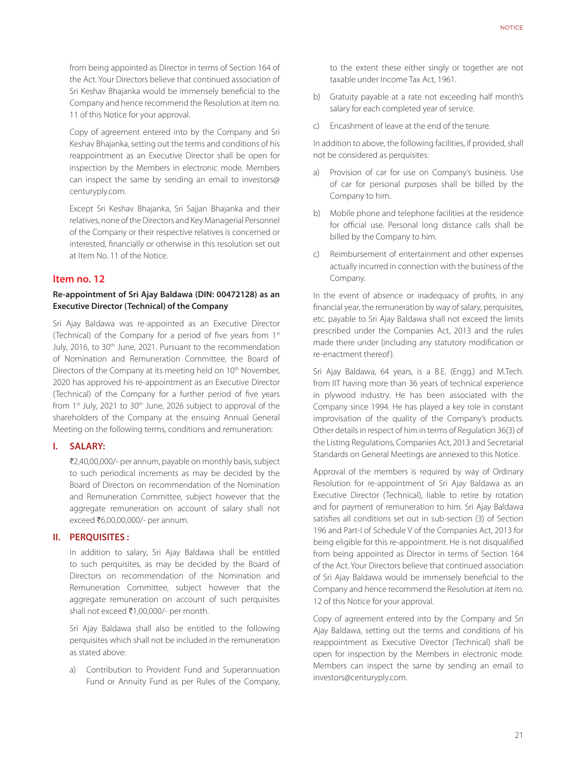from being appointed as Director in terms of Section 164 of the Act. Your Directors believe that continued association of Sri Keshav Bhajanka would be immensely beneficial to the Company and hence recommend the Resolution at item no. 11 of this Notice for your approval.

Copy of agreement entered into by the Company and Sri Keshav Bhajanka, setting out the terms and conditions of his reappointment as an Executive Director shall be open for inspection by the Members in electronic mode. Members can inspect the same by sending an email to investors@centuryply.com.

Except Sri Keshav Bhajanka, Sri Sajjan Bhajanka and their relatives, none of the Directors and Key Managerial Personnel of the Company or their respective relatives is concerned or interested, financially or otherwise in this resolution set out at Item No. 11 of the Notice.

## Item no. 12

**Re-appointment of Sri Ajay Baldawa (DIN: 00472128) as an Executive Director (Technical) of the Company**

Sri Ajay Baldawa was re-appointed as an Executive Director (Technical) of the Company for a period of five years from 1st July, 2016, to 30th June, 2021. Pursuant to the recommendation of Nomination and Remuneration Committee, the Board of Directors of the Company at its meeting held on 10th November, 2020 has approved his re-appointment as an Executive Director (Technical) of the Company for a further period of five years from 1st July, 2021 to 30th June, 2026 subject to approval of the shareholders of the Company at the ensuing Annual General Meeting on the following terms, conditions and remuneration:

### I. SALARY:

₹2,40,00,000/- per annum, payable on monthly basis, subject to such periodical increments as may be decided by the Board of Directors on recommendation of the Nomination and Remuneration Committee, subject however that the aggregate remuneration on account of salary shall not exceed ₹6,00,00,000/- per annum.

### II. PERQUISITES :

In addition to salary, Sri Ajay Baldawa shall be entitled to such perquisites, as may be decided by the Board of Directors on recommendation of the Nomination and Remuneration Committee, subject however that the aggregate remuneration on account of such perquisites shall not exceed ₹1,00,000/- per month.

Sri Ajay Baldawa shall also be entitled to the following perquisites which shall not be included in the remuneration as stated above:

a) Contribution to Provident Fund and Superannuation Fund or Annuity Fund as per Rules of the Company, to the extent these either singly or together are not taxable under Income Tax Act, 1961.

b) Gratuity payable at a rate not exceeding half month's salary for each completed year of service.

c) Encashment of leave at the end of the tenure.

In addition to above, the following facilities, if provided, shall not be considered as perquisites:

a) Provision of car for use on Company's business. Use of car for personal purposes shall be billed by the Company to him.

b) Mobile phone and telephone facilities at the residence for official use. Personal long distance calls shall be billed by the Company to him.

c) Reimbursement of entertainment and other expenses actually incurred in connection with the business of the Company.

In the event of absence or inadequacy of profits, in any financial year, the remuneration by way of salary, perquisites, etc. payable to Sri Ajay Baldawa shall not exceed the limits prescribed under the Companies Act, 2013 and the rules made there under (including any statutory modification or re-enactment thereof).

Sri Ajay Baldawa, 64 years, is a B.E. (Engg.) and M.Tech. from IIT having more than 36 years of technical experience in plywood industry. He has been associated with the Company since 1994. He has played a key role in constant improvisation of the quality of the Company's products. Other details in respect of him in terms of Regulation 36(3) of the Listing Regulations, Companies Act, 2013 and Secretarial Standards on General Meetings are annexed to this Notice.

Approval of the members is required by way of Ordinary Resolution for re-appointment of Sri Ajay Baldawa as an Executive Director (Technical), liable to retire by rotation and for payment of remuneration to him. Sri Ajay Baldawa satisfies all conditions set out in sub-section (3) of Section 196 and Part-I of Schedule V of the Companies Act, 2013 for being eligible for this re-appointment. He is not disqualified from being appointed as Director in terms of Section 164 of the Act. Your Directors believe that continued association of Sri Ajay Baldawa would be immensely beneficial to the Company and hence recommend the Resolution at item no. 12 of this Notice for your approval.

Copy of agreement entered into by the Company and Sri Ajay Baldawa, setting out the terms and conditions of his reappointment as Executive Director (Technical) shall be open for inspection by the Members in electronic mode. Members can inspect the same by sending an email to investors@centuryply.com.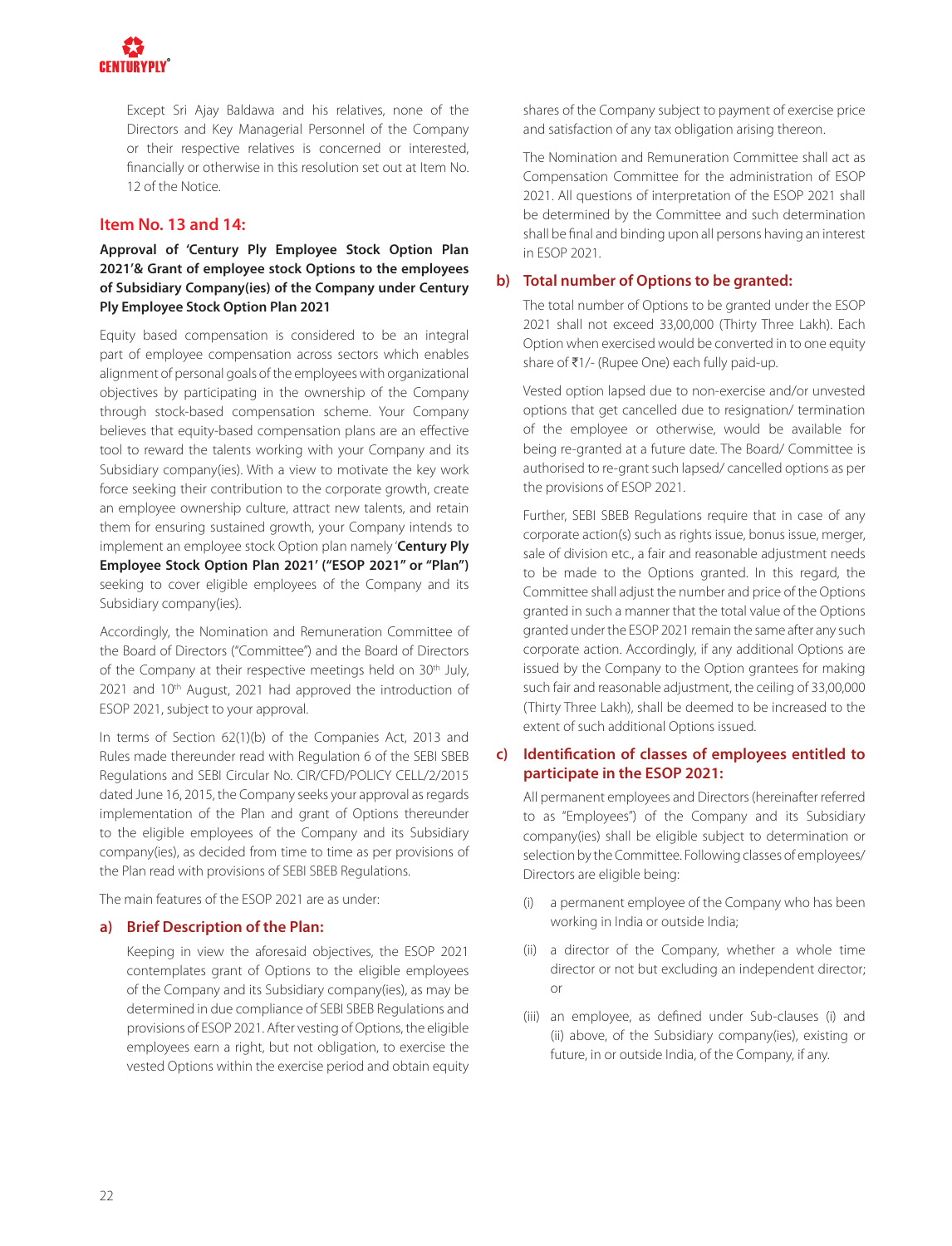Except Sri Ajay Baldawa and his relatives, none of the Directors and Key Managerial Personnel of the Company or their respective relatives is concerned or interested, financially or otherwise in this resolution set out at Item No. 12 of the Notice.

## Item No. 13 and 14:

**Approval of 'Century Ply Employee Stock Option Plan 2021'& Grant of employee stock Options to the employees of Subsidiary Company(ies) of the Company under Century Ply Employee Stock Option Plan 2021**

Equity based compensation is considered to be an integral part of employee compensation across sectors which enables alignment of personal goals of the employees with organizational objectives by participating in the ownership of the Company through stock-based compensation scheme. Your Company believes that equity-based compensation plans are an effective tool to reward the talents working with your Company and its Subsidiary company(ies). With a view to motivate the key work force seeking their contribution to the corporate growth, create an employee ownership culture, attract new talents, and retain them for ensuring sustained growth, your Company intends to implement an employee stock Option plan namely '**Century Ply Employee Stock Option Plan 2021' ("ESOP 2021" or "Plan")** seeking to cover eligible employees of the Company and its Subsidiary company(ies).

Accordingly, the Nomination and Remuneration Committee of the Board of Directors ("Committee") and the Board of Directors of the Company at their respective meetings held on 30th July, 2021 and 10th August, 2021 had approved the introduction of ESOP 2021, subject to your approval.

In terms of Section 62(1)(b) of the Companies Act, 2013 and Rules made thereunder read with Regulation 6 of the SEBI SBEB Regulations and SEBI Circular No. CIR/CFD/POLICY CELL/2/2015 dated June 16, 2015, the Company seeks your approval as regards implementation of the Plan and grant of Options thereunder to the eligible employees of the Company and its Subsidiary company(ies), as decided from time to time as per provisions of the Plan read with provisions of SEBI SBEB Regulations.

The main features of the ESOP 2021 are as under:

### a) Brief Description of the Plan:

Keeping in view the aforesaid objectives, the ESOP 2021 contemplates grant of Options to the eligible employees of the Company and its Subsidiary company(ies), as may be determined in due compliance of SEBI SBEB Regulations and provisions of ESOP 2021. After vesting of Options, the eligible employees earn a right, but not obligation, to exercise the vested Options within the exercise period and obtain equity shares of the Company subject to payment of exercise price and satisfaction of any tax obligation arising thereon.

The Nomination and Remuneration Committee shall act as Compensation Committee for the administration of ESOP 2021. All questions of interpretation of the ESOP 2021 shall be determined by the Committee and such determination shall be final and binding upon all persons having an interest in ESOP 2021.

### b) Total number of Options to be granted:

The total number of Options to be granted under the ESOP 2021 shall not exceed 33,00,000 (Thirty Three Lakh). Each Option when exercised would be converted in to one equity share of ₹1/- (Rupee One) each fully paid-up.

Vested option lapsed due to non-exercise and/or unvested options that get cancelled due to resignation/ termination of the employee or otherwise, would be available for being re-granted at a future date. The Board/ Committee is authorised to re-grant such lapsed/ cancelled options as per the provisions of ESOP 2021.

Further, SEBI SBEB Regulations require that in case of any corporate action(s) such as rights issue, bonus issue, merger, sale of division etc., a fair and reasonable adjustment needs to be made to the Options granted. In this regard, the Committee shall adjust the number and price of the Options granted in such a manner that the total value of the Options granted under the ESOP 2021 remain the same after any such corporate action. Accordingly, if any additional Options are issued by the Company to the Option grantees for making such fair and reasonable adjustment, the ceiling of 33,00,000 (Thirty Three Lakh), shall be deemed to be increased to the extent of such additional Options issued.

### c) Identification of classes of employees entitled to participate in the ESOP 2021:

All permanent employees and Directors (hereinafter referred to as "Employees") of the Company and its Subsidiary company(ies) shall be eligible subject to determination or selection by the Committee. Following classes of employees/ Directors are eligible being:

(i) a permanent employee of the Company who has been working in India or outside India;

(ii) a director of the Company, whether a whole time director or not but excluding an independent director; or

(iii) an employee, as defined under Sub-clauses (i) and (ii) above, of the Subsidiary company(ies), existing or future, in or outside India, of the Company, if any.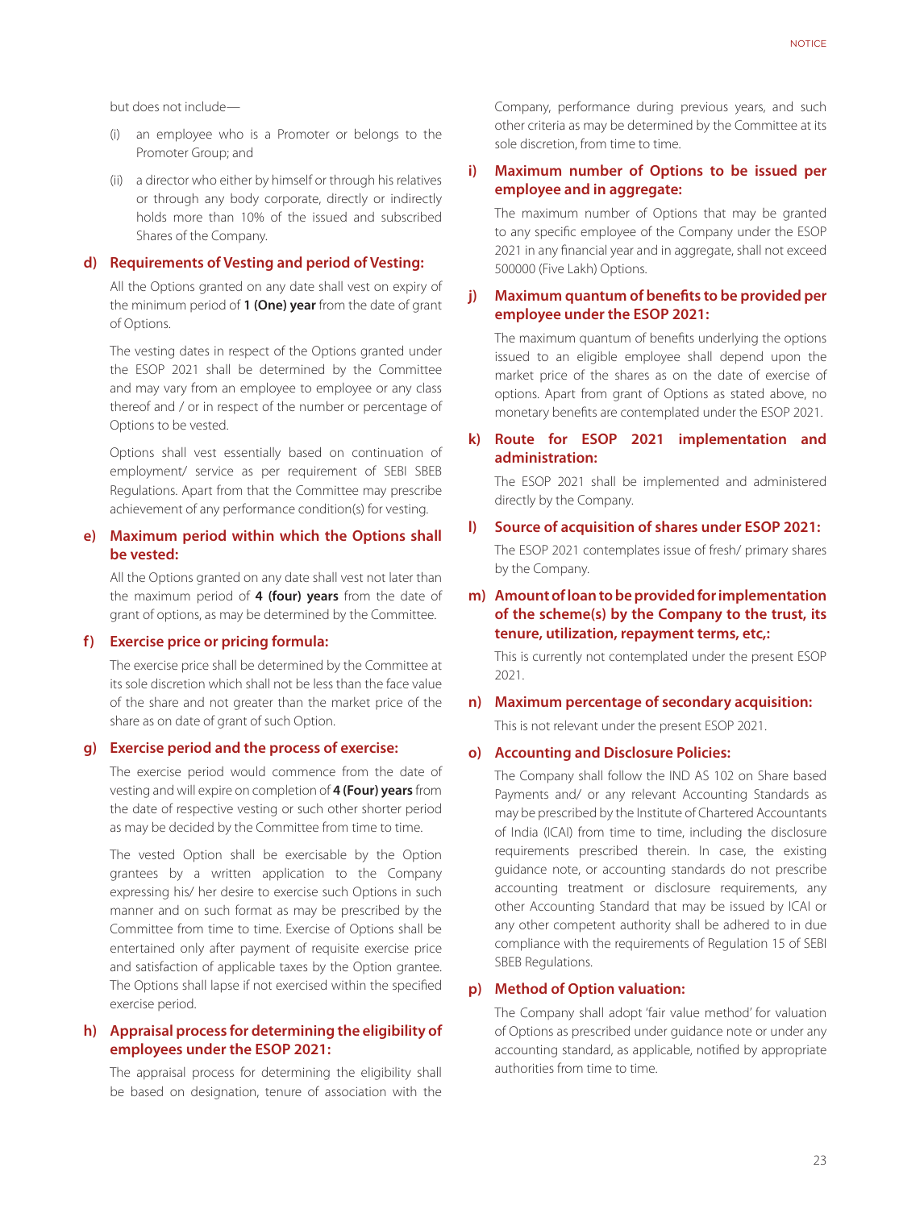but does not include—

(i) an employee who is a Promoter or belongs to the Promoter Group; and

(ii) a director who either by himself or through his relatives or through any body corporate, directly or indirectly holds more than 10% of the issued and subscribed Shares of the Company.

**d) Requirements of Vesting and period of Vesting:**

All the Options granted on any date shall vest on expiry of the minimum period of **1 (One) year** from the date of grant of Options.

The vesting dates in respect of the Options granted under the ESOP 2021 shall be determined by the Committee and may vary from an employee to employee or any class thereof and / or in respect of the number or percentage of Options to be vested.

Options shall vest essentially based on continuation of employment/ service as per requirement of SEBI SBEB Regulations. Apart from that the Committee may prescribe achievement of any performance condition(s) for vesting.

**e) Maximum period within which the Options shall be vested:**

All the Options granted on any date shall vest not later than the maximum period of **4 (four) years** from the date of grant of options, as may be determined by the Committee.

**f) Exercise price or pricing formula:**

The exercise price shall be determined by the Committee at its sole discretion which shall not be less than the face value of the share and not greater than the market price of the share as on date of grant of such Option.

**g) Exercise period and the process of exercise:**

The exercise period would commence from the date of vesting and will expire on completion of **4 (Four) years** from the date of respective vesting or such other shorter period as may be decided by the Committee from time to time.

The vested Option shall be exercisable by the Option grantees by a written application to the Company expressing his/ her desire to exercise such Options in such manner and on such format as may be prescribed by the Committee from time to time. Exercise of Options shall be entertained only after payment of requisite exercise price and satisfaction of applicable taxes by the Option grantee. The Options shall lapse if not exercised within the specified exercise period.

**h) Appraisal process for determining the eligibility of employees under the ESOP 2021:**

The appraisal process for determining the eligibility shall be based on designation, tenure of association with the Company, performance during previous years, and such other criteria as may be determined by the Committee at its sole discretion, from time to time.

**i) Maximum number of Options to be issued per employee and in aggregate:**

The maximum number of Options that may be granted to any specific employee of the Company under the ESOP 2021 in any financial year and in aggregate, shall not exceed 500000 (Five Lakh) Options.

**j) Maximum quantum of benefits to be provided per employee under the ESOP 2021:**

The maximum quantum of benefits underlying the options issued to an eligible employee shall depend upon the market price of the shares as on the date of exercise of options. Apart from grant of Options as stated above, no monetary benefits are contemplated under the ESOP 2021.

**k) Route for ESOP 2021 implementation and administration:**

The ESOP 2021 shall be implemented and administered directly by the Company.

**l) Source of acquisition of shares under ESOP 2021:**

The ESOP 2021 contemplates issue of fresh/ primary shares by the Company.

**m) Amount of loan to be provided for implementation of the scheme(s) by the Company to the trust, its tenure, utilization, repayment terms, etc,:**

This is currently not contemplated under the present ESOP 2021.

**n) Maximum percentage of secondary acquisition:**

This is not relevant under the present ESOP 2021.

**o) Accounting and Disclosure Policies:**

The Company shall follow the IND AS 102 on Share based Payments and/ or any relevant Accounting Standards as may be prescribed by the Institute of Chartered Accountants of India (ICAI) from time to time, including the disclosure requirements prescribed therein. In case, the existing guidance note, or accounting standards do not prescribe accounting treatment or disclosure requirements, any other Accounting Standard that may be issued by ICAI or any other competent authority shall be adhered to in due compliance with the requirements of Regulation 15 of SEBI SBEB Regulations.

**p) Method of Option valuation:**

The Company shall adopt 'fair value method' for valuation of Options as prescribed under guidance note or under any accounting standard, as applicable, notified by appropriate authorities from time to time.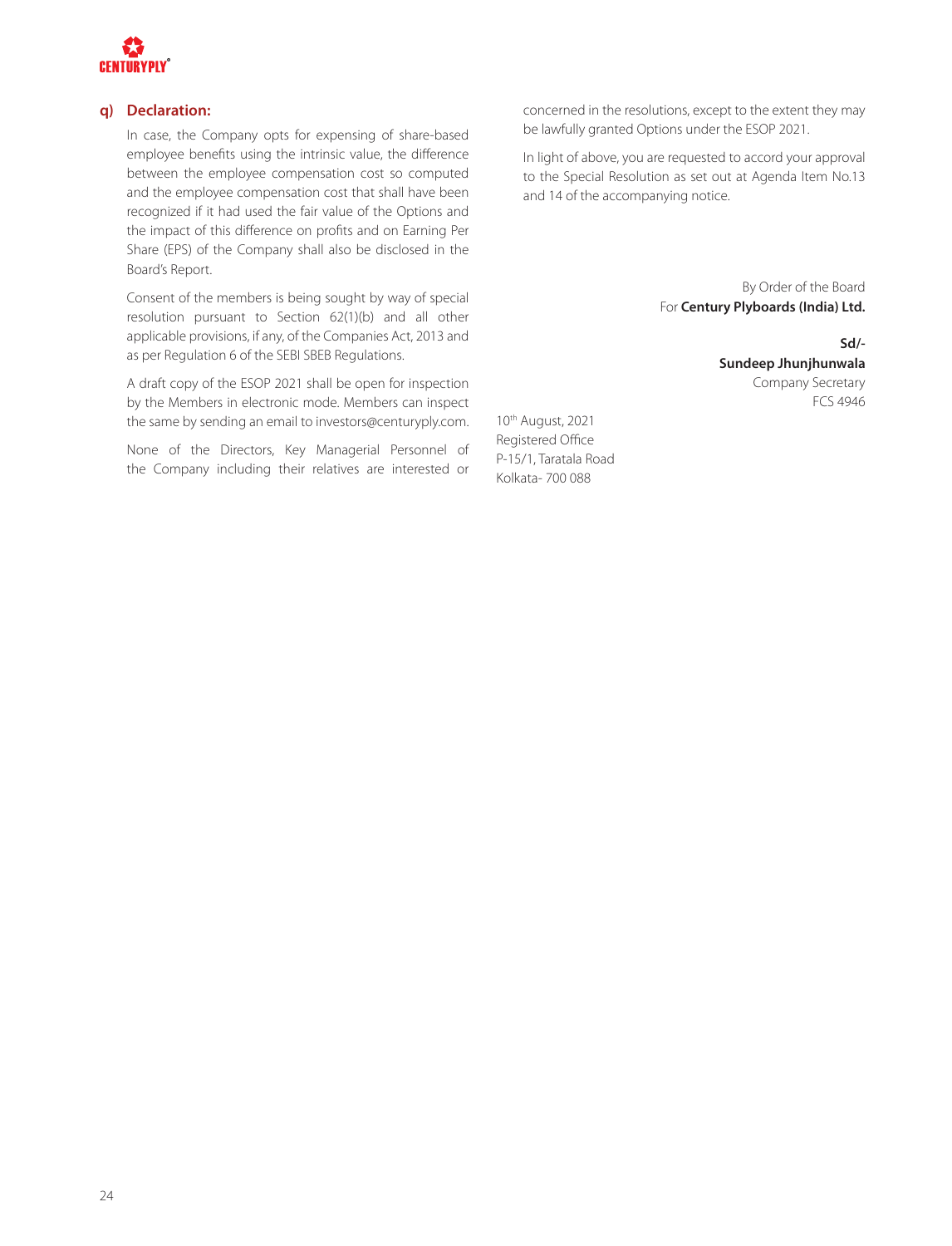### q) Declaration:

In case, the Company opts for expensing of share-based employee benefits using the intrinsic value, the difference between the employee compensation cost so computed and the employee compensation cost that shall have been recognized if it had used the fair value of the Options and the impact of this difference on profits and on Earning Per Share (EPS) of the Company shall also be disclosed in the Board's Report.

Consent of the members is being sought by way of special resolution pursuant to Section 62(1)(b) and all other applicable provisions, if any, of the Companies Act, 2013 and as per Regulation 6 of the SEBI SBEB Regulations.

A draft copy of the ESOP 2021 shall be open for inspection by the Members in electronic mode. Members can inspect the same by sending an email to investors@centuryply.com.

None of the Directors, Key Managerial Personnel of the Company including their relatives are interested or concerned in the resolutions, except to the extent they may be lawfully granted Options under the ESOP 2021.

In light of above, you are requested to accord your approval to the Special Resolution as set out at Agenda Item No.13 and 14 of the accompanying notice.

By Order of the Board
For **Century Plyboards (India) Ltd.**

**Sd/-**
**Sundeep Jhunjhunwala**
Company Secretary
FCS 4946

10th August, 2021
Registered Office
P-15/1, Taratala Road
Kolkata- 700 088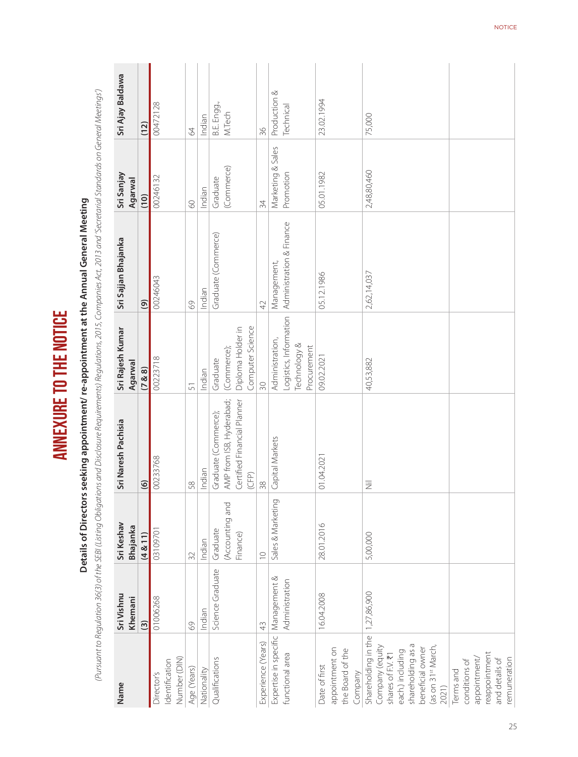# ANNEXURE TO THE NOTICE

## Details of Directors seeking appointment/ re-appointment at the Annual General Meeting

*(Pursuant to Regulation 36(3) of the SEBI (Listing Obligations and Disclosure Requirements) Regulations, 2015, Companies Act, 2013 and 'Secretarial Standards on General Meetings')*

| Name | Sri Vishnu Khemani | Sri Keshav Bhajanka | Sri Naresh Pachisia | Sri Rajesh Kumar Agarwal | Sri Sajjan Bhajanka | Sri Sanjay Agarwal | Sri Ajay Baldawa |
|---|---|---|---|---|---|---|---|
| | (3) | (4 & 11) | (6) | (7 & 8) | (9) | (10) | (12) |
| Director's Identification Number (DIN) | 01006268 | 03109701 | 00233768 | 00223718 | 00246043 | 00246132 | 00472128 |
| Age (Years) | 69 | 32 | 58 | 51 | 69 | 60 | 64 |
| Nationality | Indian | Indian | Indian | Indian | Indian | Indian | Indian |
| Qualifications | Science Graduate | Graduate (Accounting and Finance) | Graduate (Commerce); AMP from ISB, Hyderabad; Certified Financial Planner (CFP) | Graduate (Commerce); Diploma Holder in Computer Science | Graduate (Commerce) | Graduate (Commerce) | B.E. Engg., M.Tech |
| Experience (Years) | 43 | 10 | 38 | 30 | 42 | 34 | 36 |
| Expertise in specific functional area | Management & Administration | Sales & Marketing | Capital Markets | Administration, Logistics, Information Technology & Procurement | Management, Administration & Finance | Marketing & Sales Promotion | Production & Technical |
| Date of first appointment on the Board of the Company | 16.04.2008 | 28.01.2016 | 01.04.2021 | 09.02.2021 | 05.12.1986 | 05.01.1982 | 23.02.1994 |
| Shareholding in the Company (equity shares of F.V. ₹1 each) including shareholding as a beneficial owner (as on 31st March, 2021) | 1,27,86,900 | 5,00,000 | Nil | 40,53,882 | 2,62,14,037 | 2,48,80,460 | 75,000 |
| Terms and conditions of appointment/ reappointment and details of remuneration | | | | | | | |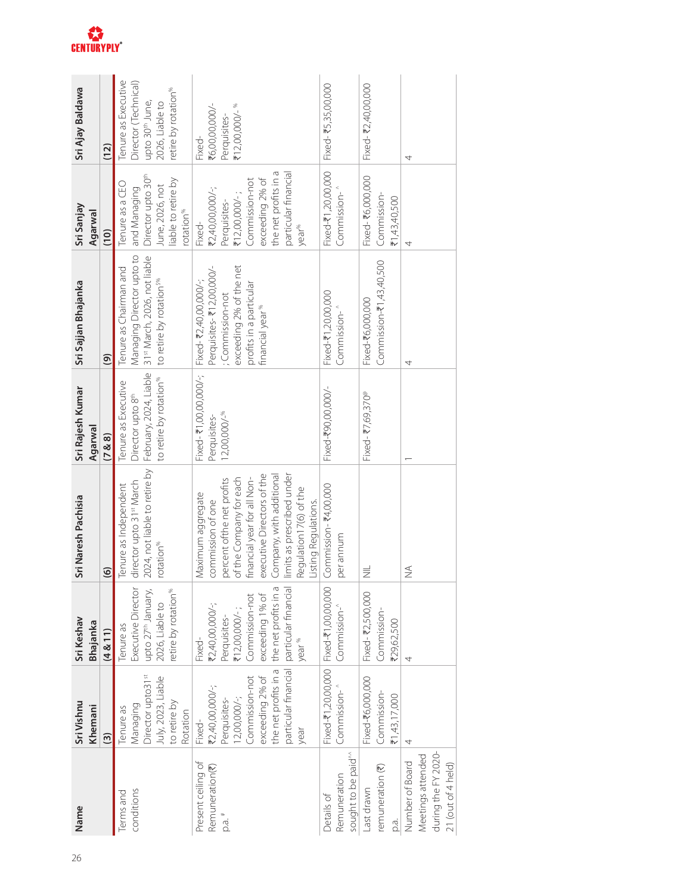| Name | Sri Vishnu Khemani | Sri Keshav Bhajanka | Sri Naresh Pachisia | Sri Rajesh Kumar Agarwal | Sri Sajjan Bhajanka | Sri Sanjay Agarwal | Sri Ajay Baldawa |
|---|---|---|---|---|---|---|---|
| | (3) | (4 & 11) | (6) | (7 & 8) | (9) | (10) | (12) |
| Terms and conditions | Tenure as Managing Director upto31st July, 2023, Liable to retire by Rotation | Tenure as Executive Director upto 27th January, 2026, Liable to retire by rotation% | Tenure as Independent director upto 31st March 2024, not liable to retire by rotation% | Tenure as Executive Director upto 8th February, 2024, Liable to retire by rotation% | Tenure as Chairman and Managing Director upto to 31st March, 2026, not liable to retire by rotation$% | Tenure as a CEO and Managing Director upto 30th June, 2026, not liable to retire by rotation% | Tenure as Executive Director (Technical) upto 30th June, 2026, Liable to retire by rotation% |
| Present ceiling of Remuneration(₹) p.a. # | Fixed- ₹2,40,00,000/-; Perquisites- 12,00,000/-; Commission-not exceeding 2% of the net profits in a particular financial year | Fixed- ₹2,40,00,000/-; Perquisites- ₹12,00,000/- ; Commission-not exceeding 1% of the net profits in a particular financial year% | Maximum aggregate commission of one percent ofthe net profits of the Company for each financial year for all Non-executive Directors of the Company, with additional limits as prescribed under Regulation17(6) of the Listing Regulations. | Fixed- ₹1,00,00,000/-; Perquisites- 12,00,000/-% | Fixed- ₹2,40,00,000/-; Perquisites- ₹12,00,000/- ; Commission-not exceeding 2% of the net profits in a particular financial year% | Fixed- ₹2,40,00,000/-; Perquisites- ₹12,00,000/- ; Commission-not exceeding 2% of the net profits in a particular financial year% | Fixed- ₹6,00,00,000/- Perquisites- ₹12,00,000/- % |
| Details of Remuneration sought to be paid^^ | Fixed-₹1,20,00,000 Commission- ^ | Fixed-₹1,00,00,000 Commission-^ | Commission- ₹4,00,000 per annum | Fixed-₹90,00,000/- | Fixed-₹1,20,00,000 Commission- ^ | Fixed-₹1,20,00,000 Commission- ^ | Fixed- ₹5,35,00,000 |
| Last drawn remuneration (₹) p.a. | Fixed-₹6,000,000 Commission- ₹1,43,17,000 | Fixed- ₹2,500,000 Commission- ₹29,62,500 | NIL | Fixed- ₹7,69,370@ | Fixed-₹6,000,000 Commission-₹1,43,40,500 | Fixed- ₹6,000,000 Commission- ₹1,43,40,500 | Fixed- ₹2,40,00,000 |
| Number of Board Meetings attended during the FY 2020-21 (out of 4 held) | 4 | 4 | NA | 1 | 4 | 4 | 4 |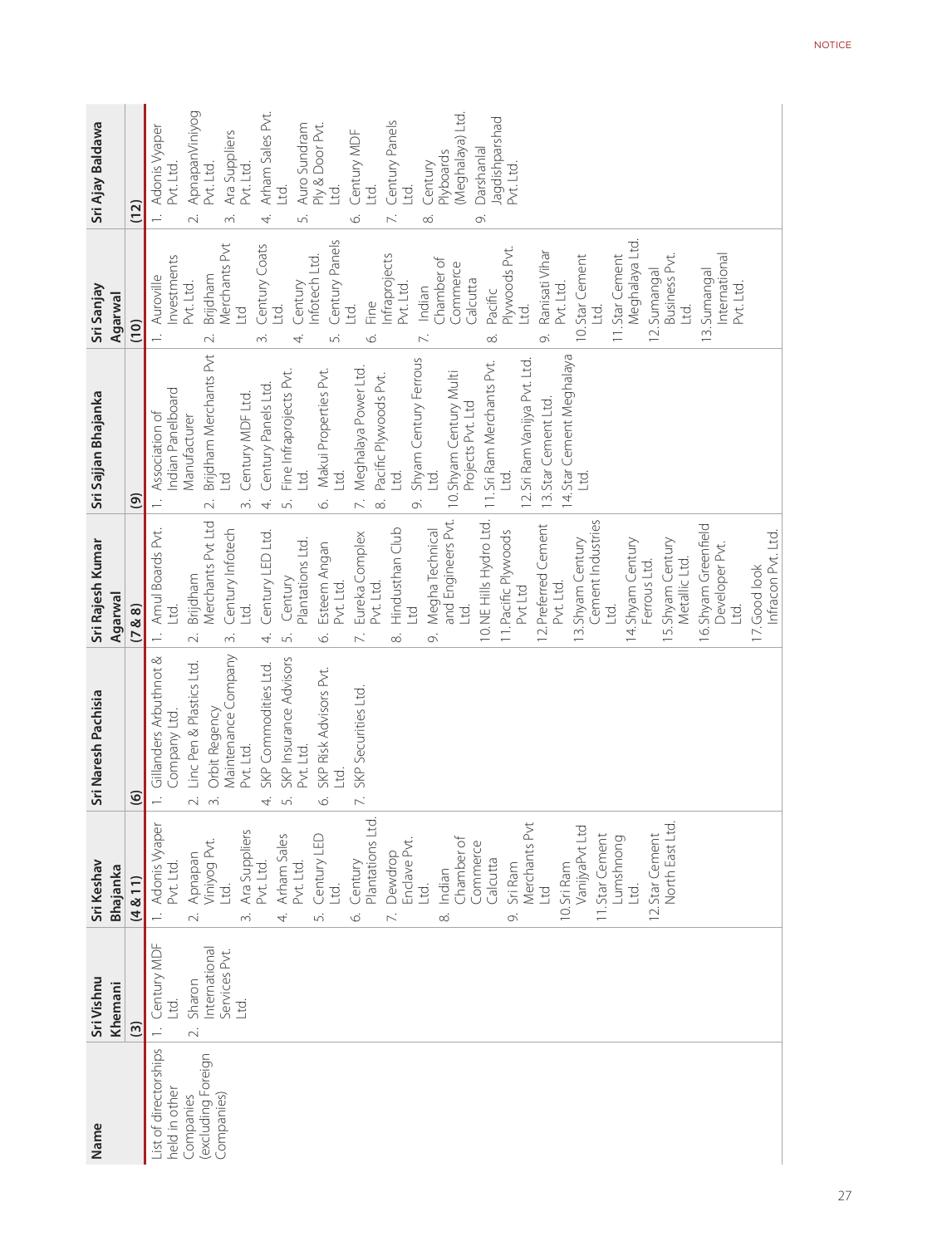| Name | Sri Vishnu Khemani | Sri Keshav Bhajanka | Sri Naresh Pachisia | Sri Rajesh Kumar Agarwal | Sri Sajjan Bhajanka | Sri Sanjay Agarwal | Sri Ajay Baldawa |
|---|---|---|---|---|---|---|---|
| | (3) | (4 & 11) | (6) | (7 & 8) | (9) | (10) | (12) |
| List of directorships held in other Companies (excluding Foreign Companies) | 1. Century MDF Ltd.<br>2. Sharon International Services Pvt. Ltd. | 1. Adonis Vyaper Pvt. Ltd.<br>2. Apnapan Viniyog Pvt. Ltd.<br>3. Ara Suppliers Pvt. Ltd.<br>4. Arham Sales Pvt. Ltd.<br>5. Century LED Ltd.<br>6. Century Plantations Ltd.<br>7. Dewdrop Enclave Pvt. Ltd.<br>8. Indian Chamber of Commerce Calcutta<br>9. Sri Ram Merchants Pvt Ltd<br>10. Sri Ram VanijyaPvt Ltd<br>11. Star Cement Lumshnong Ltd.<br>12. Star Cement North East Ltd. | 1. Gillanders Arbuthnot & Company Ltd.<br>2. Linc Pen & Plastics Ltd.<br>3. Orbit Regency Maintenance Company Pvt. Ltd.<br>4. SKP Commodities Ltd.<br>5. SKP Insurance Advisors Pvt. Ltd.<br>6. SKP Risk Advisors Pvt. Ltd.<br>7. SKP Securities Ltd. | 1. Amul Boards Pvt. Ltd.<br>2. Brijdham Merchants Pvt Ltd<br>3. Century Infotech Ltd.<br>4. Century LED Ltd.<br>5. Century Plantations Ltd.<br>6. Esteem Angan Pvt. Ltd.<br>7. Eureka Complex Pvt. Ltd.<br>8. Hindusthan Club Ltd<br>9. Megha Technical and Engineers Pvt. Ltd.<br>10. NE Hills Hydro Ltd.<br>11. Pacific Plywoods Pvt Ltd<br>12. Preferred Cement Pvt. Ltd.<br>13. Shyam Century Cement Industries Ltd.<br>14. Shyam Century Ferrous Ltd.<br>15. Shyam Century Metallic Ltd.<br>16. Shyam Greenfield Developer Pvt. Ltd.<br>17. Good look Infracon Pvt. Ltd. | 1. Association of Indian Panelboard Manufacturer<br>2. Brijdham Merchants Pvt Ltd<br>3. Century MDF Ltd.<br>4. Century Panels Ltd.<br>5. Fine Infraprojects Pvt. Ltd.<br>6. Makui Properties Pvt. Ltd.<br>7. Meghalaya Power Ltd.<br>8. Pacific Plywoods Pvt. Ltd.<br>9. Shyam Century Ferrous Ltd.<br>10. Shyam Century Multi Projects Pvt. Ltd<br>11. Sri Ram Merchants Pvt. Ltd.<br>12. Sri Ram Vanijya Pvt. Ltd.<br>13. Star Cement Ltd.<br>14. Star Cement Meghalaya Ltd. | 1. Auroville Investments Pvt. Ltd.<br>2. Brijdham Merchants Pvt Ltd<br>3. Century Coats Ltd.<br>4. Century Infotech Ltd.<br>5. Century Panels Ltd.<br>6. Fine Infraprojects Pvt. Ltd.<br>7. Indian Chamber of Commerce Calcutta<br>8. Pacific Plywoods Pvt. Ltd.<br>9. Ranisati Vihar Pvt. Ltd.<br>10. Star Cement Ltd.<br>11. Star Cement Meghalaya Ltd.<br>12. Sumangal Business Pvt. Ltd.<br>13. Sumangal International Pvt. Ltd. | 1. Adonis Vyaper Pvt. Ltd.<br>2. ApnapanViniyog Pvt. Ltd.<br>3. Ara Suppliers Pvt. Ltd.<br>4. Arham Sales Pvt. Ltd.<br>5. Auro Sundram Ply & Door Pvt. Ltd.<br>6. Century MDF Ltd.<br>7. Century Panels Ltd.<br>8. Century Plyboards (Meghalaya) Ltd.<br>9. Darshanlal Jagdishparshad Pvt. Ltd. |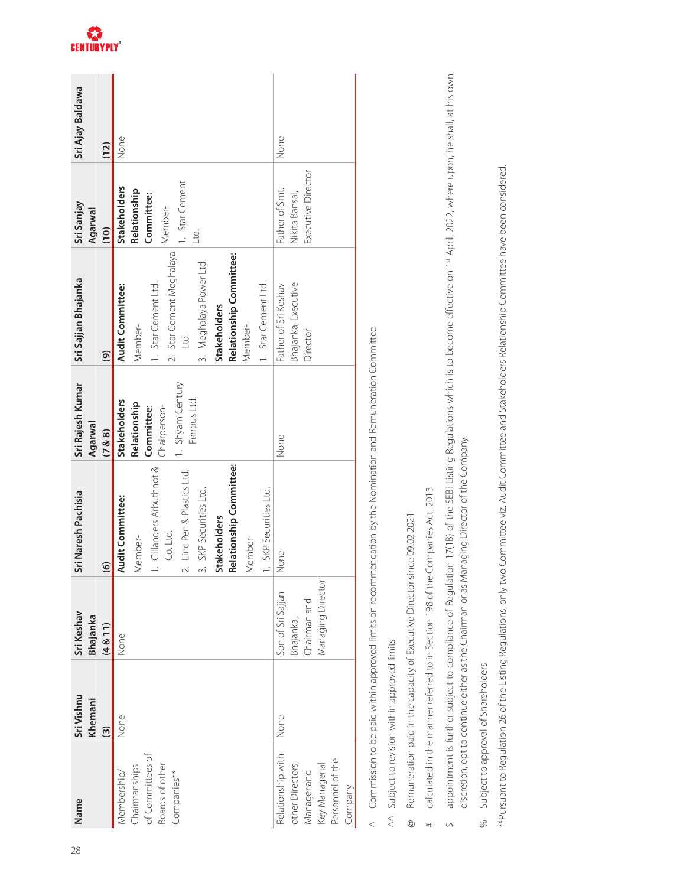| Name | Sri Vishnu Khemani | Sri Keshav Bhajanka | Sri Naresh Pachisia | Sri Rajesh Kumar Agarwal | Sri Sajjan Bhajanka | Sri Sanjay Agarwal | Sri Ajay Baldawa |
|---|---|---|---|---|---|---|---|
| | (3) | (4 & 11) | (6) | (7 & 8) | (9) | (10) | (12) |
| Membership/ Chairmanships of Committees of other Boards of other Companies** | None | None | **Audit Committee:** Member- 1. Gillanders Arbuthnot & Co. Ltd. 2. Linc Pen & Plastics Ltd. 3. SKP Securities Ltd. **Stakeholders Relationship Committee:** Member- 1. SKP Securities Ltd. | **Stakeholders Relationship Committee**: Chairperson- 1. Shyam Century Ferrous Ltd. | **Audit Committee:** Member- 1. Star Cement Ltd. 2. Star Cement Meghalaya Ltd. 3. Meghalaya Power Ltd. **Stakeholders Relationship Committee:** Member- 1. Star Cement Ltd. | **Stakeholders Relationship Committee:** Member- 1. Star Cement Ltd. | None |
| Relationship with other Directors, Manager and Key Managerial Personnel of the Company | None | Son of Sri Sajjan Bhajanka, Chairman and Managing Director | None | None | Father of Sri Keshav Bhajanka, Executive Director | Father of Smt. Nikita Bansal, Executive Director | None |

^ Commission to be paid within approved limits on recommendation by the Nomination and Remuneration Committee

^^ Subject to revision within approved limits

@ Remuneration paid in the capacity of Executive Director since 09.02.2021

# calculated in the manner referred to in Section 198 of the Companies Act, 2013

$ appointment is further subject to compliance of Regulation 17(1B) of the SEBI Listing Regulations which is to become effective on 1st April, 2022, where upon, he shall, at his own discretion, opt to continue either as the Chairman or as Managing Director of the Company.

% Subject to approval of Shareholders

**Pursuant to Regulation 26 of the Listing Regulations, only two Committee viz. Audit Committee and Stakeholders Relationship Committee have been considered.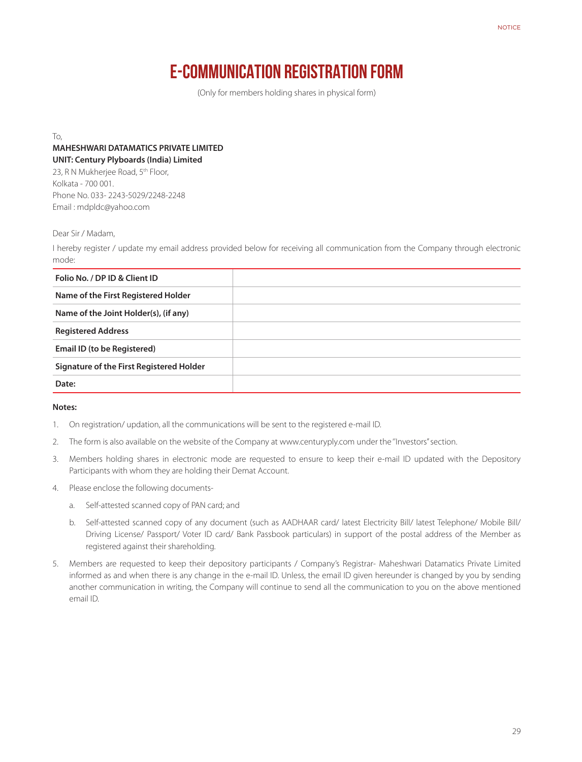# E-COMMUNICATION REGISTRATION FORM

(Only for members holding shares in physical form)

To,

**MAHESHWARI DATAMATICS PRIVATE LIMITED**
**UNIT: Century Plyboards (India) Limited**
23, R N Mukherjee Road, 5th Floor,
Kolkata - 700 001.
Phone No. 033- 2243-5029/2248-2248
Email : mdpldc@yahoo.com

Dear Sir / Madam,

I hereby register / update my email address provided below for receiving all communication from the Company through electronic mode:

| | |
|---|---|
| **Folio No. / DP ID & Client ID** | |
| **Name of the First Registered Holder** | |
| **Name of the Joint Holder(s), (if any)** | |
| **Registered Address** | |
| **Email ID (to be Registered)** | |
| **Signature of the First Registered Holder** | |
| **Date:** | |

**Notes:**

1. On registration/ updation, all the communications will be sent to the registered e-mail ID.
2. The form is also available on the website of the Company at www.centuryply.com under the "Investors" section.
3. Members holding shares in electronic mode are requested to ensure to keep their e-mail ID updated with the Depository Participants with whom they are holding their Demat Account.
4. Please enclose the following documents-
   a. Self-attested scanned copy of PAN card; and
   b. Self-attested scanned copy of any document (such as AADHAAR card/ latest Electricity Bill/ latest Telephone/ Mobile Bill/ Driving License/ Passport/ Voter ID card/ Bank Passbook particulars) in support of the postal address of the Member as registered against their shareholding.
5. Members are requested to keep their depository participants / Company's Registrar- Maheshwari Datamatics Private Limited informed as and when there is any change in the e-mail ID. Unless, the email ID given hereunder is changed by you by sending another communication in writing, the Company will continue to send all the communication to you on the above mentioned email ID.